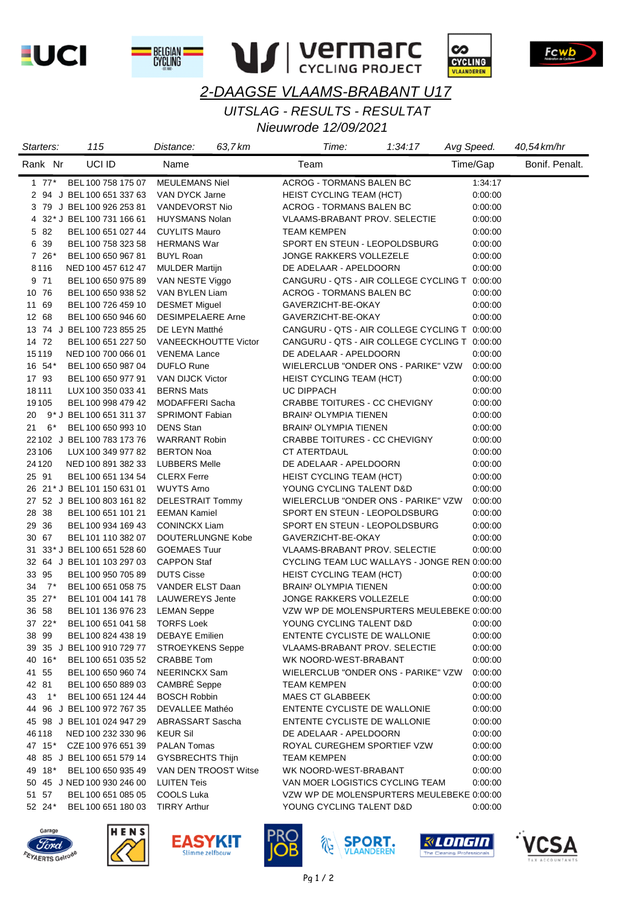## 2-DAAGSE VLAAMS-BRABANT U17

### UITSLAG - RESULTS - RESULTAT

### Nieuwrode 12/09/2021

| Starters: | 115 | Distance: | 63,7 km | Time: | 1:34:17 | Avg Speed. | 40,54 km/hr |
|---|---|---|---|---|---|---|---|

| Rank | Nr | | UCI ID | Name | Team | Time/Gap | Bonif. Penalt. |
|---|---|---|---|---|---|---|---|
| 1 | 77* | | BEL 100 758 175 07 | MEULEMANS Niel | ACROG - TORMANS BALEN BC | 1:34:17 | |
| 2 | 94 | J | BEL 100 651 337 63 | VAN DYCK Jarne | HEIST CYCLING TEAM (HCT) | 0:00:00 | |
| 3 | 79 | J | BEL 100 926 253 81 | VANDEVORST Nio | ACROG - TORMANS BALEN BC | 0:00:00 | |
| 4 | 32* | J | BEL 100 731 166 61 | HUYSMANS Nolan | VLAAMS-BRABANT PROV. SELECTIE | 0:00:00 | |
| 5 | 82 | | BEL 100 651 027 44 | CUYLITS Mauro | TEAM KEMPEN | 0:00:00 | |
| 6 | 39 | | BEL 100 758 323 58 | HERMANS War | SPORT EN STEUN - LEOPOLDSBURG | 0:00:00 | |
| 7 | 26* | | BEL 100 650 967 81 | BUYL Roan | JONGE RAKKERS VOLLEZELE | 0:00:00 | |
| 8 | 116 | | NED 100 457 612 47 | MULDER Martijn | DE ADELAAR - APELDOORN | 0:00:00 | |
| 9 | 71 | | BEL 100 650 975 89 | VAN NESTE Viggo | CANGURU - QTS - AIR COLLEGE CYCLING T | 0:00:00 | |
| 10 | 76 | | BEL 100 650 938 52 | VAN BYLEN Liam | ACROG - TORMANS BALEN BC | 0:00:00 | |
| 11 | 69 | | BEL 100 726 459 10 | DESMET Miguel | GAVERZICHT-BE-OKAY | 0:00:00 | |
| 12 | 68 | | BEL 100 650 946 60 | DESIMPELAERE Arne | GAVERZICHT-BE-OKAY | 0:00:00 | |
| 13 | 74 | J | BEL 100 723 855 25 | DE LEYN Matthé | CANGURU - QTS - AIR COLLEGE CYCLING T | 0:00:00 | |
| 14 | 72 | | BEL 100 651 227 50 | VANEECKHOUTTE Victor | CANGURU - QTS - AIR COLLEGE CYCLING T | 0:00:00 | |
| 15 | 119 | | NED 100 700 066 01 | VENEMA Lance | DE ADELAAR - APELDOORN | 0:00:00 | |
| 16 | 54* | | BEL 100 650 987 04 | DUFLO Rune | WIELERCLUB "ONDER ONS - PARIKE" VZW | 0:00:00 | |
| 17 | 93 | | BEL 100 650 977 91 | VAN DIJCK Victor | HEIST CYCLING TEAM (HCT) | 0:00:00 | |
| 18 | 111 | | LUX 100 350 033 41 | BERNS Mats | UC DIPPACH | 0:00:00 | |
| 19 | 105 | | BEL 100 998 479 42 | MODAFFERI Sacha | CRABBE TOITURES - CC CHEVIGNY | 0:00:00 | |
| 20 | 9* | J | BEL 100 651 311 37 | SPRIMONT Fabian | BRAIN² OLYMPIA TIENEN | 0:00:00 | |
| 21 | 6* | | BEL 100 650 993 10 | DENS Stan | BRAIN² OLYMPIA TIENEN | 0:00:00 | |
| 22 | 102 | J | BEL 100 783 173 76 | WARRANT Robin | CRABBE TOITURES - CC CHEVIGNY | 0:00:00 | |
| 23 | 106 | | LUX 100 349 977 82 | BERTON Noa | CT ATERTDAUL | 0:00:00 | |
| 24 | 120 | | NED 100 891 382 33 | LUBBERS Melle | DE ADELAAR - APELDOORN | 0:00:00 | |
| 25 | 91 | | BEL 100 651 134 54 | CLERX Ferre | HEIST CYCLING TEAM (HCT) | 0:00:00 | |
| 26 | 21* | J | BEL 101 150 631 01 | WUYTS Arno | YOUNG CYCLING TALENT D&D | 0:00:00 | |
| 27 | 52 | J | BEL 100 803 161 82 | DELESTRAIT Tommy | WIELERCLUB "ONDER ONS - PARIKE" VZW | 0:00:00 | |
| 28 | 38 | | BEL 100 651 101 21 | EEMAN Kamiel | SPORT EN STEUN - LEOPOLDSBURG | 0:00:00 | |
| 29 | 36 | | BEL 100 934 169 43 | CONINCKX Liam | SPORT EN STEUN - LEOPOLDSBURG | 0:00:00 | |
| 30 | 67 | | BEL 101 110 382 07 | DOUTERLUNGNE Kobe | GAVERZICHT-BE-OKAY | 0:00:00 | |
| 31 | 33* | J | BEL 100 651 528 60 | GOEMAES Tuur | VLAAMS-BRABANT PROV. SELECTIE | 0:00:00 | |
| 32 | 64 | J | BEL 101 103 297 03 | CAPPON Staf | CYCLING TEAM LUC WALLAYS - JONGE REN | 0:00:00 | |
| 33 | 95 | | BEL 100 950 705 89 | DUTS Cisse | HEIST CYCLING TEAM (HCT) | 0:00:00 | |
| 34 | 7* | | BEL 100 651 058 75 | VANDER ELST Daan | BRAIN² OLYMPIA TIENEN | 0:00:00 | |
| 35 | 27* | | BEL 101 004 141 78 | LAUWEREYS Jente | JONGE RAKKERS VOLLEZELE | 0:00:00 | |
| 36 | 58 | | BEL 101 136 976 23 | LEMAN Seppe | VZW WP DE MOLENSPURTERS MEULEBEKE | 0:00:00 | |
| 37 | 22* | | BEL 100 651 041 58 | TORFS Loek | YOUNG CYCLING TALENT D&D | 0:00:00 | |
| 38 | 99 | | BEL 100 824 438 19 | DEBAYE Emilien | ENTENTE CYCLISTE DE WALLONIE | 0:00:00 | |
| 39 | 35 | J | BEL 100 910 729 77 | STROEYKENS Seppe | VLAAMS-BRABANT PROV. SELECTIE | 0:00:00 | |
| 40 | 16* | | BEL 100 651 035 52 | CRABBE Tom | WK NOORD-WEST-BRABANT | 0:00:00 | |
| 41 | 55 | | BEL 100 650 960 74 | NEERINCKX Sam | WIELERCLUB "ONDER ONS - PARIKE" VZW | 0:00:00 | |
| 42 | 81 | | BEL 100 650 889 03 | CAMBRÉ Seppe | TEAM KEMPEN | 0:00:00 | |
| 43 | 1* | | BEL 100 651 124 44 | BOSCH Robbin | MAES CT GLABBEEK | 0:00:00 | |
| 44 | 96 | J | BEL 100 972 767 35 | DEVALLEE Mathéo | ENTENTE CYCLISTE DE WALLONIE | 0:00:00 | |
| 45 | 98 | J | BEL 101 024 947 29 | ABRASSART Sascha | ENTENTE CYCLISTE DE WALLONIE | 0:00:00 | |
| 46 | 118 | | NED 100 232 330 96 | KEUR Sil | DE ADELAAR - APELDOORN | 0:00:00 | |
| 47 | 15* | | CZE 100 976 651 39 | PALAN Tomas | ROYAL CUREGHEM SPORTIEF VZW | 0:00:00 | |
| 48 | 85 | J | BEL 100 651 579 14 | GYSBRECHTS Thijn | TEAM KEMPEN | 0:00:00 | |
| 49 | 18* | | BEL 100 650 935 49 | VAN DEN TROOST Witse | WK NOORD-WEST-BRABANT | 0:00:00 | |
| 50 | 45 | J | NED 100 930 246 00 | LUITEN Teis | VAN MOER LOGISTICS CYCLING TEAM | 0:00:00 | |
| 51 | 57 | | BEL 100 651 085 05 | COOLS Luka | VZW WP DE MOLENSPURTERS MEULEBEKE | 0:00:00 | |
| 52 | 24* | | BEL 100 651 180 03 | TIRRY Arthur | YOUNG CYCLING TALENT D&D | 0:00:00 | |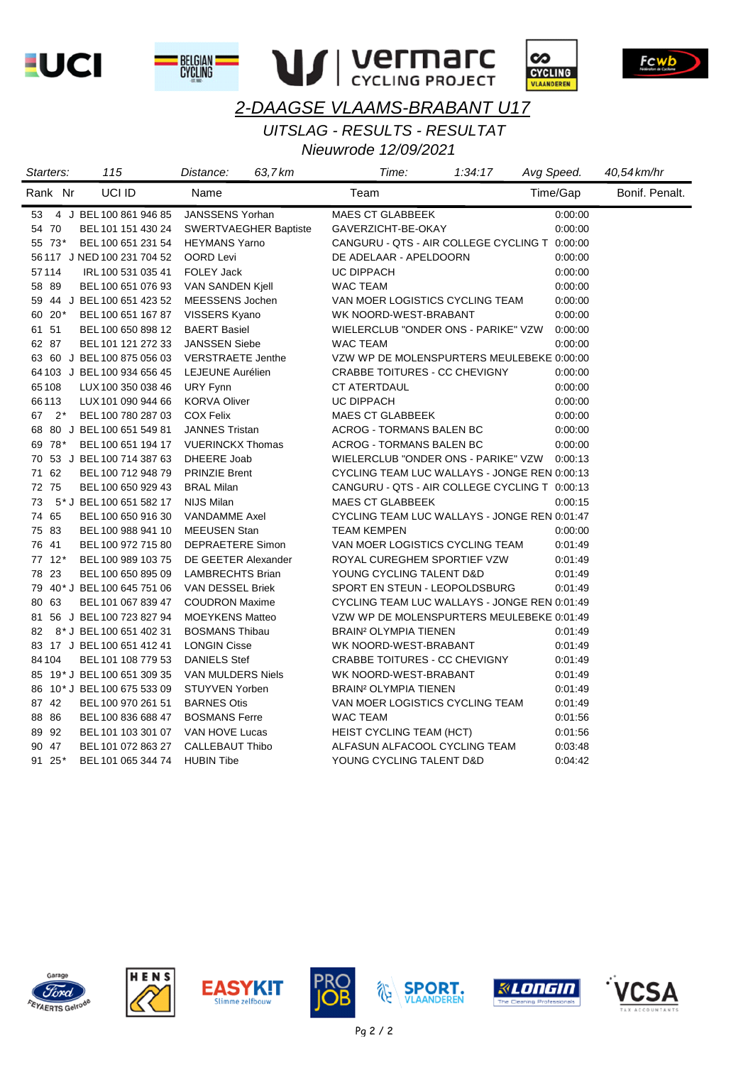## 2-DAAGSE VLAAMS-BRABANT U17

### UITSLAG - RESULTS - RESULTAT

### Nieuwrode 12/09/2021

Starters: 115 | Distance: 63,7 km | Time: 1:34:17 | Avg Speed: 40,54 km/hr

| Rank | Nr | | UCI ID | Name | Team | Time/Gap | Bonif. | Penalt. |
|---|---|---|---|---|---|---|---|---|
| 53 | 4 | J | BEL 100 861 946 85 | JANSSENS Yorhan | MAES CT GLABBEEK | 0:00:00 | | |
| 54 | 70 | | BEL 101 151 430 24 | SWERTVAEGHER Baptiste | GAVERZICHT-BE-OKAY | 0:00:00 | | |
| 55 | 73* | | BEL 100 651 231 54 | HEYMANS Yarno | CANGURU - QTS - AIR COLLEGE CYCLING T | 0:00:00 | | |
| 56 | 117 | J | NED 100 231 704 52 | OORD Levi | DE ADELAAR - APELDOORN | 0:00:00 | | |
| 57 | 114 | | IRL 100 531 035 41 | FOLEY Jack | UC DIPPACH | 0:00:00 | | |
| 58 | 89 | | BEL 100 651 076 93 | VAN SANDEN Kjell | WAC TEAM | 0:00:00 | | |
| 59 | 44 | J | BEL 100 651 423 52 | MEESSENS Jochen | VAN MOER LOGISTICS CYCLING TEAM | 0:00:00 | | |
| 60 | 20* | | BEL 100 651 167 87 | VISSERS Kyano | WK NOORD-WEST-BRABANT | 0:00:00 | | |
| 61 | 51 | | BEL 100 650 898 12 | BAERT Basiel | WIELERCLUB "ONDER ONS - PARIKE" VZW | 0:00:00 | | |
| 62 | 87 | | BEL 101 121 272 33 | JANSSEN Siebe | WAC TEAM | 0:00:00 | | |
| 63 | 60 | J | BEL 100 875 056 03 | VERSTRAETE Jenthe | VZW WP DE MOLENSPURTERS MEULEBEKE | 0:00:00 | | |
| 64 | 103 | J | BEL 100 934 656 45 | LEJEUNE Aurélien | CRABBE TOITURES - CC CHEVIGNY | 0:00:00 | | |
| 65 | 108 | | LUX 100 350 038 46 | URY Fynn | CT ATERTDAUL | 0:00:00 | | |
| 66 | 113 | | LUX 101 090 944 66 | KORVA Oliver | UC DIPPACH | 0:00:00 | | |
| 67 | 2* | | BEL 100 780 287 03 | COX Felix | MAES CT GLABBEEK | 0:00:00 | | |
| 68 | 80 | J | BEL 100 651 549 81 | JANNES Tristan | ACROG - TORMANS BALEN BC | 0:00:00 | | |
| 69 | 78* | | BEL 100 651 194 17 | VUERINCKX Thomas | ACROG - TORMANS BALEN BC | 0:00:00 | | |
| 70 | 53 | J | BEL 100 714 387 63 | DHEERE Joab | WIELERCLUB "ONDER ONS - PARIKE" VZW | 0:00:13 | | |
| 71 | 62 | | BEL 100 712 948 79 | PRINZIE Brent | CYCLING TEAM LUC WALLAYS - JONGE REN | 0:00:13 | | |
| 72 | 75 | | BEL 100 650 929 43 | BRAL Milan | CANGURU - QTS - AIR COLLEGE CYCLING T | 0:00:13 | | |
| 73 | 5* | J | BEL 100 651 582 17 | NIJS Milan | MAES CT GLABBEEK | 0:00:15 | | |
| 74 | 65 | | BEL 100 650 916 30 | VANDAMME Axel | CYCLING TEAM LUC WALLAYS - JONGE REN | 0:01:47 | | |
| 75 | 83 | | BEL 100 988 941 10 | MEEUSEN Stan | TEAM KEMPEN | 0:00:00 | | |
| 76 | 41 | | BEL 100 972 715 80 | DEPRAETERE Simon | VAN MOER LOGISTICS CYCLING TEAM | 0:01:49 | | |
| 77 | 12* | | BEL 100 989 103 75 | DE GEETER Alexander | ROYAL CUREGHEM SPORTIEF VZW | 0:01:49 | | |
| 78 | 23 | | BEL 100 650 895 09 | LAMBRECHTS Brian | YOUNG CYCLING TALENT D&D | 0:01:49 | | |
| 79 | 40* | J | BEL 100 645 751 06 | VAN DESSEL Briek | SPORT EN STEUN - LEOPOLDSBURG | 0:01:49 | | |
| 80 | 63 | | BEL 101 067 839 47 | COUDRON Maxime | CYCLING TEAM LUC WALLAYS - JONGE REN | 0:01:49 | | |
| 81 | 56 | J | BEL 100 723 827 94 | MOEYKENS Matteo | VZW WP DE MOLENSPURTERS MEULEBEKE | 0:01:49 | | |
| 82 | 8* | J | BEL 100 651 402 31 | BOSMANS Thibau | BRAIN² OLYMPIA TIENEN | 0:01:49 | | |
| 83 | 17 | J | BEL 100 651 412 41 | LONGIN Cisse | WK NOORD-WEST-BRABANT | 0:01:49 | | |
| 84 | 104 | | BEL 101 108 779 53 | DANIELS Stef | CRABBE TOITURES - CC CHEVIGNY | 0:01:49 | | |
| 85 | 19* | J | BEL 100 651 309 35 | VAN MULDERS Niels | WK NOORD-WEST-BRABANT | 0:01:49 | | |
| 86 | 10* | J | BEL 100 675 533 09 | STUYVEN Yorben | BRAIN² OLYMPIA TIENEN | 0:01:49 | | |
| 87 | 42 | | BEL 100 970 261 51 | BARNES Otis | VAN MOER LOGISTICS CYCLING TEAM | 0:01:49 | | |
| 88 | 86 | | BEL 100 836 688 47 | BOSMANS Ferre | WAC TEAM | 0:01:56 | | |
| 89 | 92 | | BEL 101 103 301 07 | VAN HOVE Lucas | HEIST CYCLING TEAM (HCT) | 0:01:56 | | |
| 90 | 47 | | BEL 101 072 863 27 | CALLEBAUT Thibo | ALFASUN ALFACOOL CYCLING TEAM | 0:03:48 | | |
| 91 | 25* | | BEL 101 065 344 74 | HUBIN Tibe | YOUNG CYCLING TALENT D&D | 0:04:42 | | |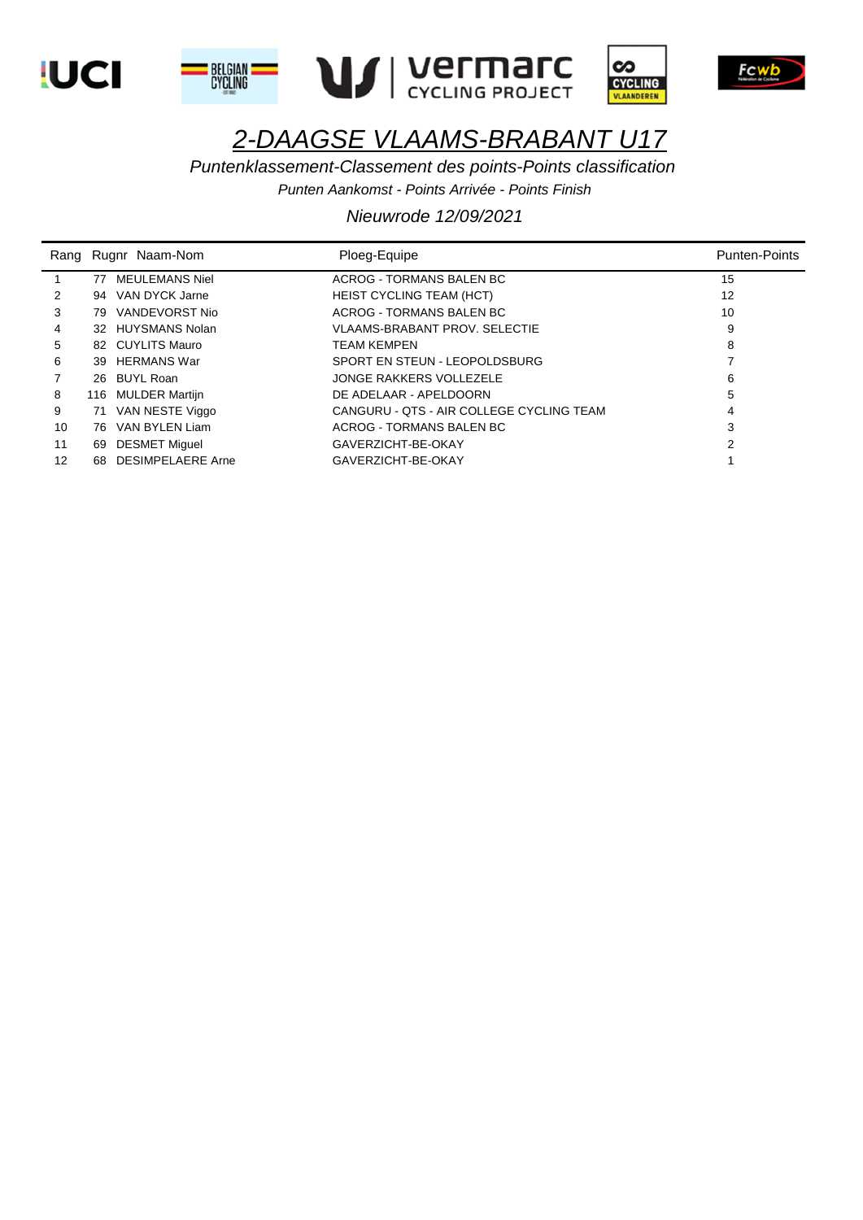# 2-DAAGSE VLAAMS-BRABANT U17

*Puntenklassement-Classement des points-Points classification*

*Punten Aankomst - Points Arrivée - Points Finish*

*Nieuwrode 12/09/2021*

| Rang | Rugnr | Naam-Nom | Ploeg-Equipe | Punten-Points |
|---|---|---|---|---|
| 1 | 77 | MEULEMANS Niel | ACROG - TORMANS BALEN BC | 15 |
| 2 | 94 | VAN DYCK Jarne | HEIST CYCLING TEAM (HCT) | 12 |
| 3 | 79 | VANDEVORST Nio | ACROG - TORMANS BALEN BC | 10 |
| 4 | 32 | HUYSMANS Nolan | VLAAMS-BRABANT PROV. SELECTIE | 9 |
| 5 | 82 | CUYLITS Mauro | TEAM KEMPEN | 8 |
| 6 | 39 | HERMANS War | SPORT EN STEUN - LEOPOLDSBURG | 7 |
| 7 | 26 | BUYL Roan | JONGE RAKKERS VOLLEZELE | 6 |
| 8 | 116 | MULDER Martijn | DE ADELAAR - APELDOORN | 5 |
| 9 | 71 | VAN NESTE Viggo | CANGURU - QTS - AIR COLLEGE CYCLING TEAM | 4 |
| 10 | 76 | VAN BYLEN Liam | ACROG - TORMANS BALEN BC | 3 |
| 11 | 69 | DESMET Miguel | GAVERZICHT-BE-OKAY | 2 |
| 12 | 68 | DESIMPELAERE Arne | GAVERZICHT-BE-OKAY | 1 |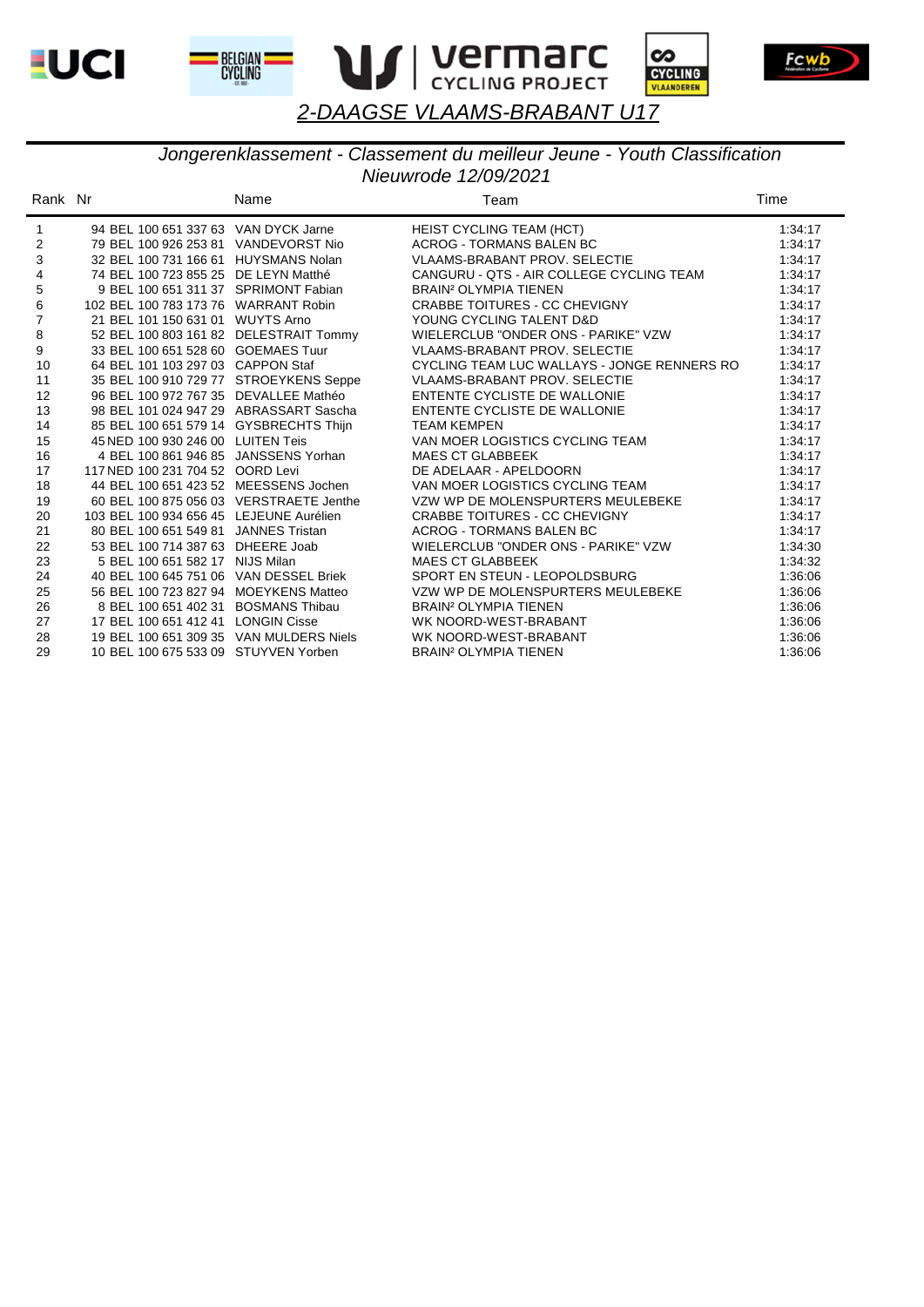## 2-DAAGSE VLAAMS-BRABANT U17

### *Jongerenklassement - Classement du meilleur Jeune - Youth Classification*

*Nieuwrode 12/09/2021*

| Rank | Nr | Name | Team | Time |
|---|---|---|---|---|
| 1 | 94 BEL 100 651 337 63 | VAN DYCK Jarne | HEIST CYCLING TEAM (HCT) | 1:34:17 |
| 2 | 79 BEL 100 926 253 81 | VANDEVORST Nio | ACROG - TORMANS BALEN BC | 1:34:17 |
| 3 | 32 BEL 100 731 166 61 | HUYSMANS Nolan | VLAAMS-BRABANT PROV. SELECTIE | 1:34:17 |
| 4 | 74 BEL 100 723 855 25 | DE LEYN Matthé | CANGURU - QTS - AIR COLLEGE CYCLING TEAM | 1:34:17 |
| 5 | 9 BEL 100 651 311 37 | SPRIMONT Fabian | BRAIN² OLYMPIA TIENEN | 1:34:17 |
| 6 | 102 BEL 100 783 173 76 | WARRANT Robin | CRABBE TOITURES - CC CHEVIGNY | 1:34:17 |
| 7 | 21 BEL 101 150 631 01 | WUYTS Arno | YOUNG CYCLING TALENT D&D | 1:34:17 |
| 8 | 52 BEL 100 803 161 82 | DELESTRAIT Tommy | WIELERCLUB "ONDER ONS - PARIKE" VZW | 1:34:17 |
| 9 | 33 BEL 100 651 528 60 | GOEMAES Tuur | VLAAMS-BRABANT PROV. SELECTIE | 1:34:17 |
| 10 | 64 BEL 101 103 297 03 | CAPPON Staf | CYCLING TEAM LUC WALLAYS - JONGE RENNERS RO | 1:34:17 |
| 11 | 35 BEL 100 910 729 77 | STROEYKENS Seppe | VLAAMS-BRABANT PROV. SELECTIE | 1:34:17 |
| 12 | 96 BEL 100 972 767 35 | DEVALLEE Mathéo | ENTENTE CYCLISTE DE WALLONIE | 1:34:17 |
| 13 | 98 BEL 101 024 947 29 | ABRASSART Sascha | ENTENTE CYCLISTE DE WALLONIE | 1:34:17 |
| 14 | 85 BEL 100 651 579 14 | GYSBRECHTS Thijn | TEAM KEMPEN | 1:34:17 |
| 15 | 45 NED 100 930 246 00 | LUITEN Teis | VAN MOER LOGISTICS CYCLING TEAM | 1:34:17 |
| 16 | 4 BEL 100 861 946 85 | JANSSENS Yorhan | MAES CT GLABBEEK | 1:34:17 |
| 17 | 117 NED 100 231 704 52 | OORD Levi | DE ADELAAR - APELDOORN | 1:34:17 |
| 18 | 44 BEL 100 651 423 52 | MEESSENS Jochen | VAN MOER LOGISTICS CYCLING TEAM | 1:34:17 |
| 19 | 60 BEL 100 875 056 03 | VERSTRAETE Jenthe | VZW WP DE MOLENSPURTERS MEULEBEKE | 1:34:17 |
| 20 | 103 BEL 100 934 656 45 | LEJEUNE Aurélien | CRABBE TOITURES - CC CHEVIGNY | 1:34:17 |
| 21 | 80 BEL 100 651 549 81 | JANNES Tristan | ACROG - TORMANS BALEN BC | 1:34:17 |
| 22 | 53 BEL 100 714 387 63 | DHEERE Joab | WIELERCLUB "ONDER ONS - PARIKE" VZW | 1:34:30 |
| 23 | 5 BEL 100 651 582 17 | NIJS Milan | MAES CT GLABBEEK | 1:34:32 |
| 24 | 40 BEL 100 645 751 06 | VAN DESSEL Briek | SPORT EN STEUN - LEOPOLDSBURG | 1:36:06 |
| 25 | 56 BEL 100 723 827 94 | MOEYKENS Matteo | VZW WP DE MOLENSPURTERS MEULEBEKE | 1:36:06 |
| 26 | 8 BEL 100 651 402 31 | BOSMANS Thibau | BRAIN² OLYMPIA TIENEN | 1:36:06 |
| 27 | 17 BEL 100 651 412 41 | LONGIN Cisse | WK NOORD-WEST-BRABANT | 1:36:06 |
| 28 | 19 BEL 100 651 309 35 | VAN MULDERS Niels | WK NOORD-WEST-BRABANT | 1:36:06 |
| 29 | 10 BEL 100 675 533 09 | STUYVEN Yorben | BRAIN² OLYMPIA TIENEN | 1:36:06 |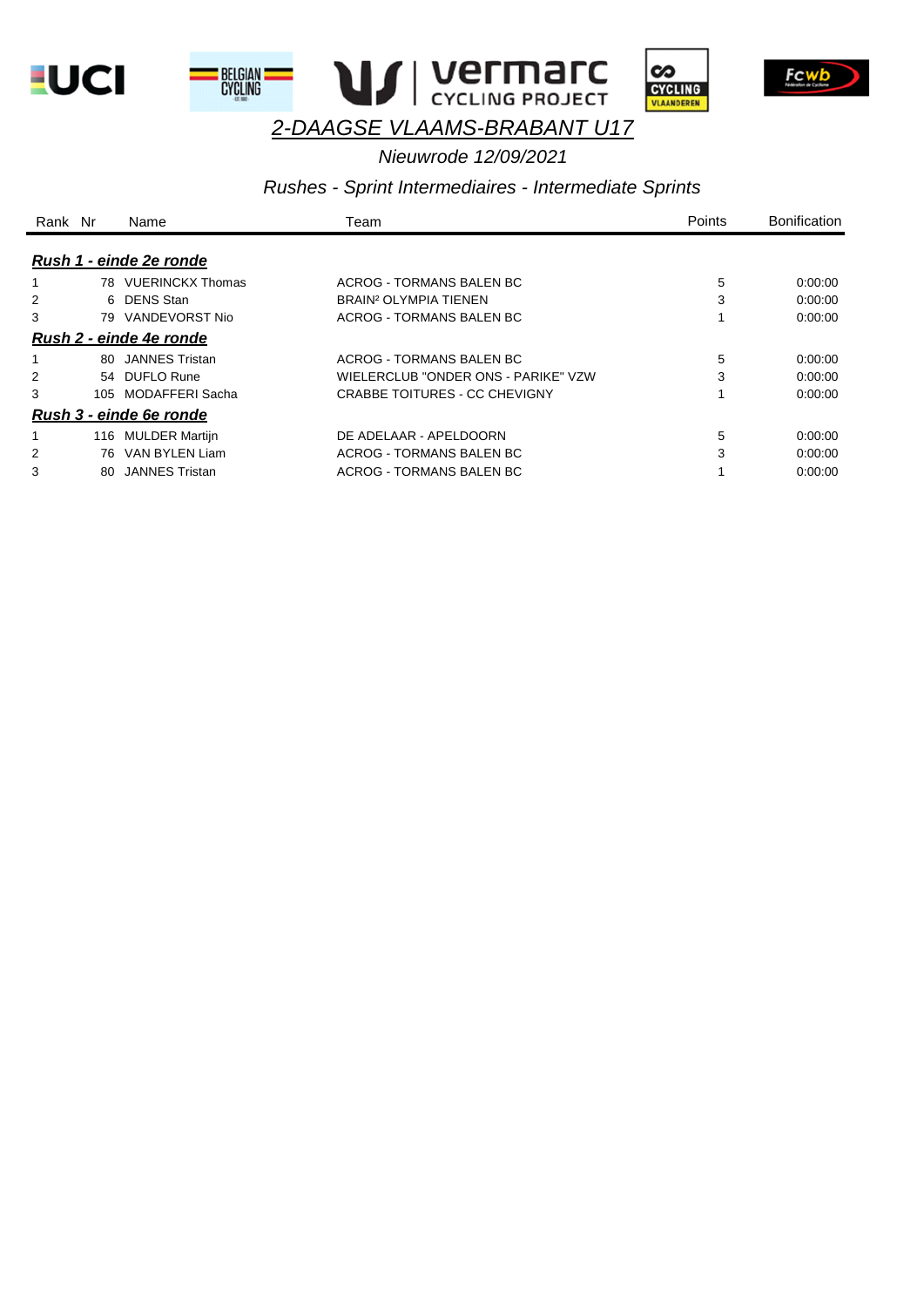# 2-DAAGSE VLAAMS-BRABANT U17

*Nieuwrode 12/09/2021*

*Rushes - Sprint Intermediaires - Intermediate Sprints*

| Rank | Nr | Name | Team | Points | Bonification |
|---|---|---|---|---|---|
| ***Rush 1 - einde 2e ronde*** | | | | | |
| 1 | 78 | VUERINCKX Thomas | ACROG - TORMANS BALEN BC | 5 | 0:00:00 |
| 2 | 6 | DENS Stan | BRAIN² OLYMPIA TIENEN | 3 | 0:00:00 |
| 3 | 79 | VANDEVORST Nio | ACROG - TORMANS BALEN BC | 1 | 0:00:00 |
| ***Rush 2 - einde 4e ronde*** | | | | | |
| 1 | 80 | JANNES Tristan | ACROG - TORMANS BALEN BC | 5 | 0:00:00 |
| 2 | 54 | DUFLO Rune | WIELERCLUB "ONDER ONS - PARIKE" VZW | 3 | 0:00:00 |
| 3 | 105 | MODAFFERI Sacha | CRABBE TOITURES - CC CHEVIGNY | 1 | 0:00:00 |
| ***Rush 3 - einde 6e ronde*** | | | | | |
| 1 | 116 | MULDER Martijn | DE ADELAAR - APELDOORN | 5 | 0:00:00 |
| 2 | 76 | VAN BYLEN Liam | ACROG - TORMANS BALEN BC | 3 | 0:00:00 |
| 3 | 80 | JANNES Tristan | ACROG - TORMANS BALEN BC | 1 | 0:00:00 |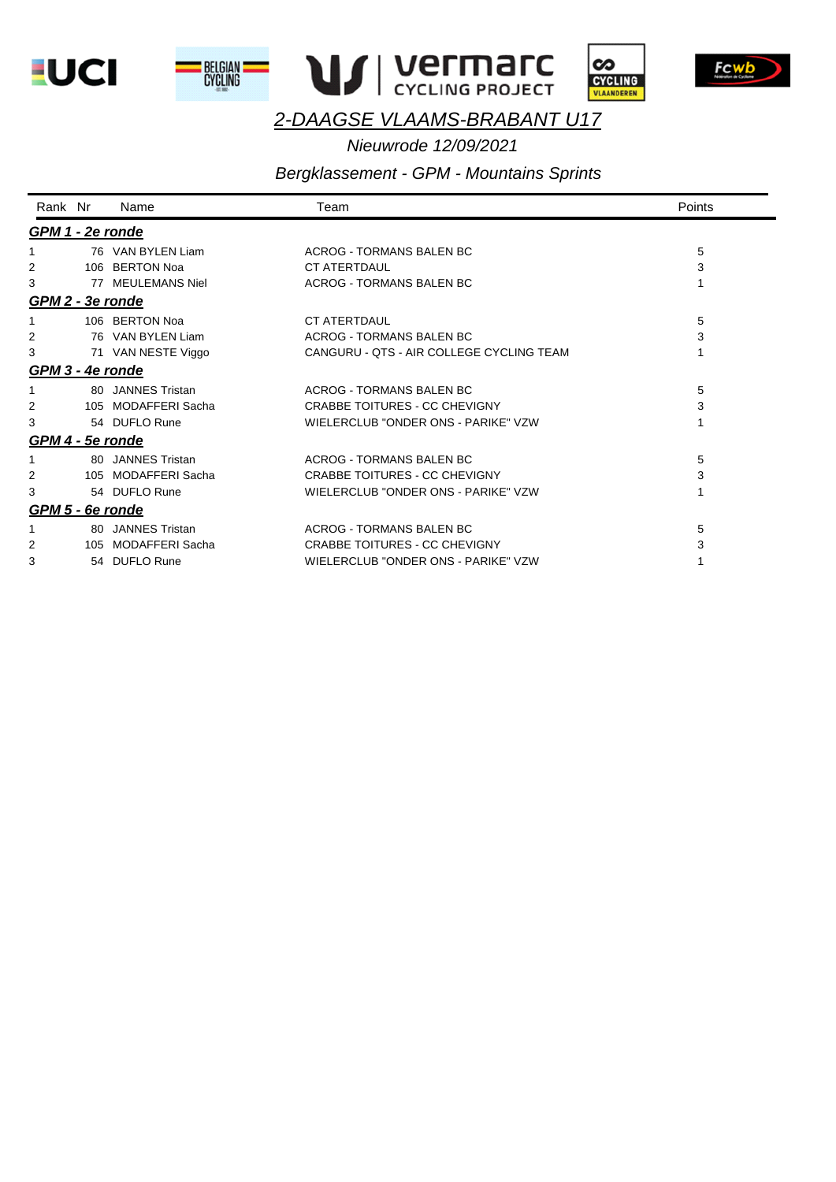# 2-DAAGSE VLAAMS-BRABANT U17

*Nieuwrode 12/09/2021*

*Bergklassement - GPM - Mountains Sprints*

| Rank | Nr | Name | Team | Points |
|---|---|---|---|---|
| ***GPM 1 - 2e ronde*** | | | | |
| 1 | 76 | VAN BYLEN Liam | ACROG - TORMANS BALEN BC | 5 |
| 2 | 106 | BERTON Noa | CT ATERTDAUL | 3 |
| 3 | 77 | MEULEMANS Niel | ACROG - TORMANS BALEN BC | 1 |
| ***GPM 2 - 3e ronde*** | | | | |
| 1 | 106 | BERTON Noa | CT ATERTDAUL | 5 |
| 2 | 76 | VAN BYLEN Liam | ACROG - TORMANS BALEN BC | 3 |
| 3 | 71 | VAN NESTE Viggo | CANGURU - QTS - AIR COLLEGE CYCLING TEAM | 1 |
| ***GPM 3 - 4e ronde*** | | | | |
| 1 | 80 | JANNES Tristan | ACROG - TORMANS BALEN BC | 5 |
| 2 | 105 | MODAFFERI Sacha | CRABBE TOITURES - CC CHEVIGNY | 3 |
| 3 | 54 | DUFLO Rune | WIELERCLUB "ONDER ONS - PARIKE" VZW | 1 |
| ***GPM 4 - 5e ronde*** | | | | |
| 1 | 80 | JANNES Tristan | ACROG - TORMANS BALEN BC | 5 |
| 2 | 105 | MODAFFERI Sacha | CRABBE TOITURES - CC CHEVIGNY | 3 |
| 3 | 54 | DUFLO Rune | WIELERCLUB "ONDER ONS - PARIKE" VZW | 1 |
| ***GPM 5 - 6e ronde*** | | | | |
| 1 | 80 | JANNES Tristan | ACROG - TORMANS BALEN BC | 5 |
| 2 | 105 | MODAFFERI Sacha | CRABBE TOITURES - CC CHEVIGNY | 3 |
| 3 | 54 | DUFLO Rune | WIELERCLUB "ONDER ONS - PARIKE" VZW | 1 |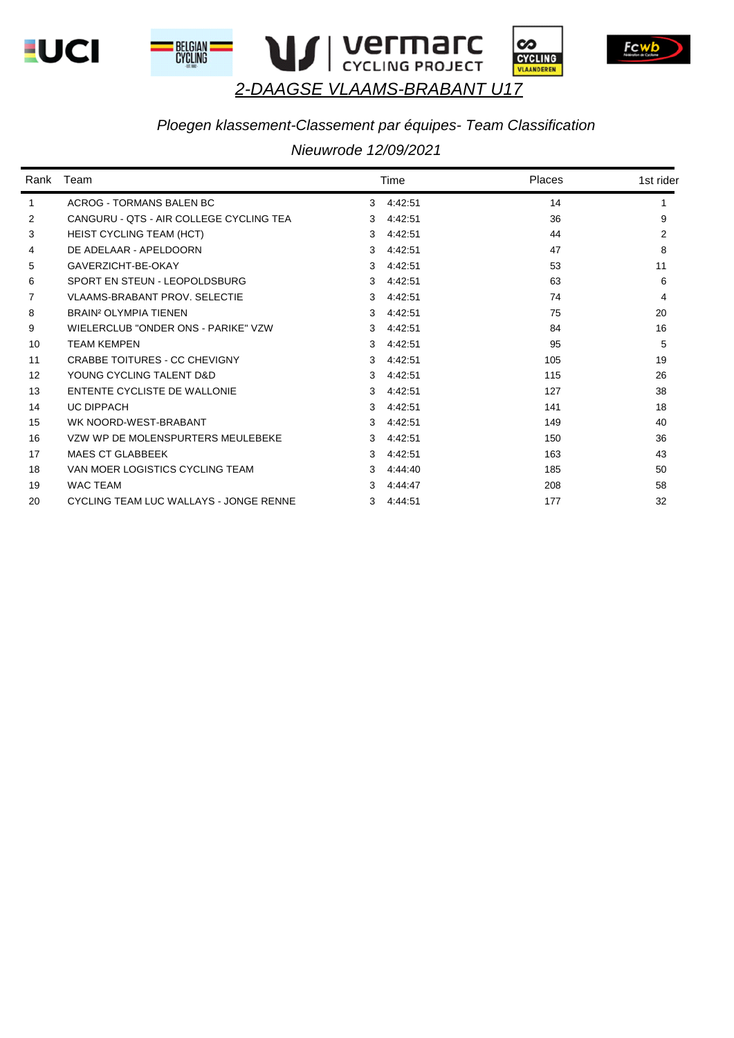# 2-DAAGSE VLAAMS-BRABANT U17

*Ploegen klassement-Classement par équipes- Team Classification*

*Nieuwrode 12/09/2021*

| Rank | Team | | Time | Places | 1st rider |
|---|---|---|---|---|---|
| 1 | ACROG - TORMANS BALEN BC | 3 | 4:42:51 | 14 | 1 |
| 2 | CANGURU - QTS - AIR COLLEGE CYCLING TEA | 3 | 4:42:51 | 36 | 9 |
| 3 | HEIST CYCLING TEAM (HCT) | 3 | 4:42:51 | 44 | 2 |
| 4 | DE ADELAAR - APELDOORN | 3 | 4:42:51 | 47 | 8 |
| 5 | GAVERZICHT-BE-OKAY | 3 | 4:42:51 | 53 | 11 |
| 6 | SPORT EN STEUN - LEOPOLDSBURG | 3 | 4:42:51 | 63 | 6 |
| 7 | VLAAMS-BRABANT PROV. SELECTIE | 3 | 4:42:51 | 74 | 4 |
| 8 | BRAIN² OLYMPIA TIENEN | 3 | 4:42:51 | 75 | 20 |
| 9 | WIELERCLUB "ONDER ONS - PARIKE" VZW | 3 | 4:42:51 | 84 | 16 |
| 10 | TEAM KEMPEN | 3 | 4:42:51 | 95 | 5 |
| 11 | CRABBE TOITURES - CC CHEVIGNY | 3 | 4:42:51 | 105 | 19 |
| 12 | YOUNG CYCLING TALENT D&D | 3 | 4:42:51 | 115 | 26 |
| 13 | ENTENTE CYCLISTE DE WALLONIE | 3 | 4:42:51 | 127 | 38 |
| 14 | UC DIPPACH | 3 | 4:42:51 | 141 | 18 |
| 15 | WK NOORD-WEST-BRABANT | 3 | 4:42:51 | 149 | 40 |
| 16 | VZW WP DE MOLENSPURTERS MEULEBEKE | 3 | 4:42:51 | 150 | 36 |
| 17 | MAES CT GLABBEEK | 3 | 4:42:51 | 163 | 43 |
| 18 | VAN MOER LOGISTICS CYCLING TEAM | 3 | 4:44:40 | 185 | 50 |
| 19 | WAC TEAM | 3 | 4:44:47 | 208 | 58 |
| 20 | CYCLING TEAM LUC WALLAYS - JONGE RENNE | 3 | 4:44:51 | 177 | 32 |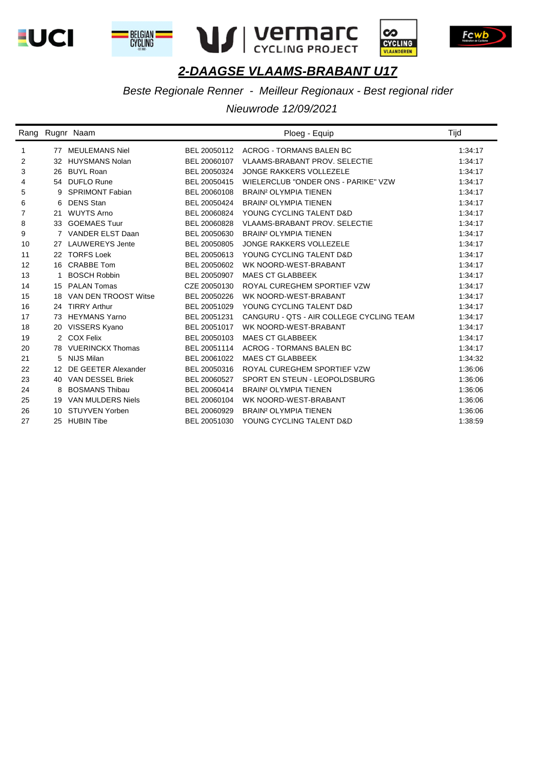# *2-DAAGSE VLAAMS-BRABANT U17*

*Beste Regionale Renner - Meilleur Regionaux - Best regional rider*

*Nieuwrode 12/09/2021*

| Rang | Rugnr | Naam | | Ploeg - Equip | Tijd |
|---|---|---|---|---|---|
| 1 | 77 | MEULEMANS Niel | BEL 20050112 | ACROG - TORMANS BALEN BC | 1:34:17 |
| 2 | 32 | HUYSMANS Nolan | BEL 20060107 | VLAAMS-BRABANT PROV. SELECTIE | 1:34:17 |
| 3 | 26 | BUYL Roan | BEL 20050324 | JONGE RAKKERS VOLLEZELE | 1:34:17 |
| 4 | 54 | DUFLO Rune | BEL 20050415 | WIELERCLUB "ONDER ONS - PARIKE" VZW | 1:34:17 |
| 5 | 9 | SPRIMONT Fabian | BEL 20060108 | BRAIN² OLYMPIA TIENEN | 1:34:17 |
| 6 | 6 | DENS Stan | BEL 20050424 | BRAIN² OLYMPIA TIENEN | 1:34:17 |
| 7 | 21 | WUYTS Arno | BEL 20060824 | YOUNG CYCLING TALENT D&D | 1:34:17 |
| 8 | 33 | GOEMAES Tuur | BEL 20060828 | VLAAMS-BRABANT PROV. SELECTIE | 1:34:17 |
| 9 | 7 | VANDER ELST Daan | BEL 20050630 | BRAIN² OLYMPIA TIENEN | 1:34:17 |
| 10 | 27 | LAUWEREYS Jente | BEL 20050805 | JONGE RAKKERS VOLLEZELE | 1:34:17 |
| 11 | 22 | TORFS Loek | BEL 20050613 | YOUNG CYCLING TALENT D&D | 1:34:17 |
| 12 | 16 | CRABBE Tom | BEL 20050602 | WK NOORD-WEST-BRABANT | 1:34:17 |
| 13 | 1 | BOSCH Robbin | BEL 20050907 | MAES CT GLABBEEK | 1:34:17 |
| 14 | 15 | PALAN Tomas | CZE 20050130 | ROYAL CUREGHEM SPORTIEF VZW | 1:34:17 |
| 15 | 18 | VAN DEN TROOST Witse | BEL 20050226 | WK NOORD-WEST-BRABANT | 1:34:17 |
| 16 | 24 | TIRRY Arthur | BEL 20051029 | YOUNG CYCLING TALENT D&D | 1:34:17 |
| 17 | 73 | HEYMANS Yarno | BEL 20051231 | CANGURU - QTS - AIR COLLEGE CYCLING TEAM | 1:34:17 |
| 18 | 20 | VISSERS Kyano | BEL 20051017 | WK NOORD-WEST-BRABANT | 1:34:17 |
| 19 | 2 | COX Felix | BEL 20050103 | MAES CT GLABBEEK | 1:34:17 |
| 20 | 78 | VUERINCKX Thomas | BEL 20051114 | ACROG - TORMANS BALEN BC | 1:34:17 |
| 21 | 5 | NIJS Milan | BEL 20061022 | MAES CT GLABBEEK | 1:34:32 |
| 22 | 12 | DE GEETER Alexander | BEL 20050316 | ROYAL CUREGHEM SPORTIEF VZW | 1:36:06 |
| 23 | 40 | VAN DESSEL Briek | BEL 20060527 | SPORT EN STEUN - LEOPOLDSBURG | 1:36:06 |
| 24 | 8 | BOSMANS Thibau | BEL 20060414 | BRAIN² OLYMPIA TIENEN | 1:36:06 |
| 25 | 19 | VAN MULDERS Niels | BEL 20060104 | WK NOORD-WEST-BRABANT | 1:36:06 |
| 26 | 10 | STUYVEN Yorben | BEL 20060929 | BRAIN² OLYMPIA TIENEN | 1:36:06 |
| 27 | 25 | HUBIN Tibe | BEL 20051030 | YOUNG CYCLING TALENT D&D | 1:38:59 |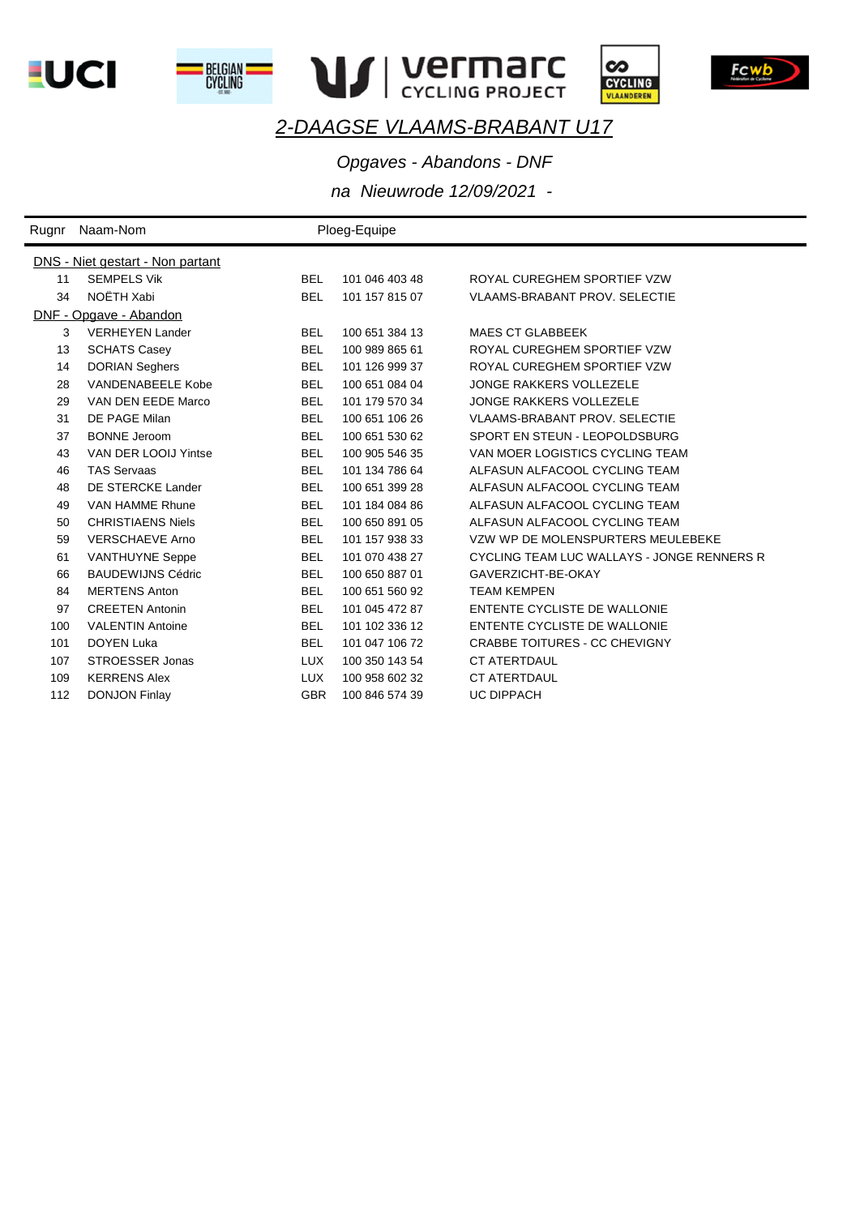# 2-DAAGSE VLAAMS-BRABANT U17

*Opgaves - Abandons - DNF*

*na Nieuwrode 12/09/2021 -*

| Rugnr | Naam-Nom | | Ploeg-Equipe | |
|---|---|---|---|---|
| DNS - Niet gestart - Non partant | | | | |
| 11 | SEMPELS Vik | BEL | 101 046 403 48 | ROYAL CUREGHEM SPORTIEF VZW |
| 34 | NOËTH Xabi | BEL | 101 157 815 07 | VLAAMS-BRABANT PROV. SELECTIE |
| DNF - Opgave - Abandon | | | | |
| 3 | VERHEYEN Lander | BEL | 100 651 384 13 | MAES CT GLABBEEK |
| 13 | SCHATS Casey | BEL | 100 989 865 61 | ROYAL CUREGHEM SPORTIEF VZW |
| 14 | DORIAN Seghers | BEL | 101 126 999 37 | ROYAL CUREGHEM SPORTIEF VZW |
| 28 | VANDENABEELE Kobe | BEL | 100 651 084 04 | JONGE RAKKERS VOLLEZELE |
| 29 | VAN DEN EEDE Marco | BEL | 101 179 570 34 | JONGE RAKKERS VOLLEZELE |
| 31 | DE PAGE Milan | BEL | 100 651 106 26 | VLAAMS-BRABANT PROV. SELECTIE |
| 37 | BONNE Jeroom | BEL | 100 651 530 62 | SPORT EN STEUN - LEOPOLDSBURG |
| 43 | VAN DER LOOIJ Yintse | BEL | 100 905 546 35 | VAN MOER LOGISTICS CYCLING TEAM |
| 46 | TAS Servaas | BEL | 101 134 786 64 | ALFASUN ALFACOOL CYCLING TEAM |
| 48 | DE STERCKE Lander | BEL | 100 651 399 28 | ALFASUN ALFACOOL CYCLING TEAM |
| 49 | VAN HAMME Rhune | BEL | 101 184 084 86 | ALFASUN ALFACOOL CYCLING TEAM |
| 50 | CHRISTIAENS Niels | BEL | 100 650 891 05 | ALFASUN ALFACOOL CYCLING TEAM |
| 59 | VERSCHAEVE Arno | BEL | 101 157 938 33 | VZW WP DE MOLENSPURTERS MEULEBEKE |
| 61 | VANTHUYNE Seppe | BEL | 101 070 438 27 | CYCLING TEAM LUC WALLAYS - JONGE RENNERS R |
| 66 | BAUDEWIJNS Cédric | BEL | 100 650 887 01 | GAVERZICHT-BE-OKAY |
| 84 | MERTENS Anton | BEL | 100 651 560 92 | TEAM KEMPEN |
| 97 | CREETEN Antonin | BEL | 101 045 472 87 | ENTENTE CYCLISTE DE WALLONIE |
| 100 | VALENTIN Antoine | BEL | 101 102 336 12 | ENTENTE CYCLISTE DE WALLONIE |
| 101 | DOYEN Luka | BEL | 101 047 106 72 | CRABBE TOITURES - CC CHEVIGNY |
| 107 | STROESSER Jonas | LUX | 100 350 143 54 | CT ATERTDAUL |
| 109 | KERRENS Alex | LUX | 100 958 602 32 | CT ATERTDAUL |
| 112 | DONJON Finlay | GBR | 100 846 574 39 | UC DIPPACH |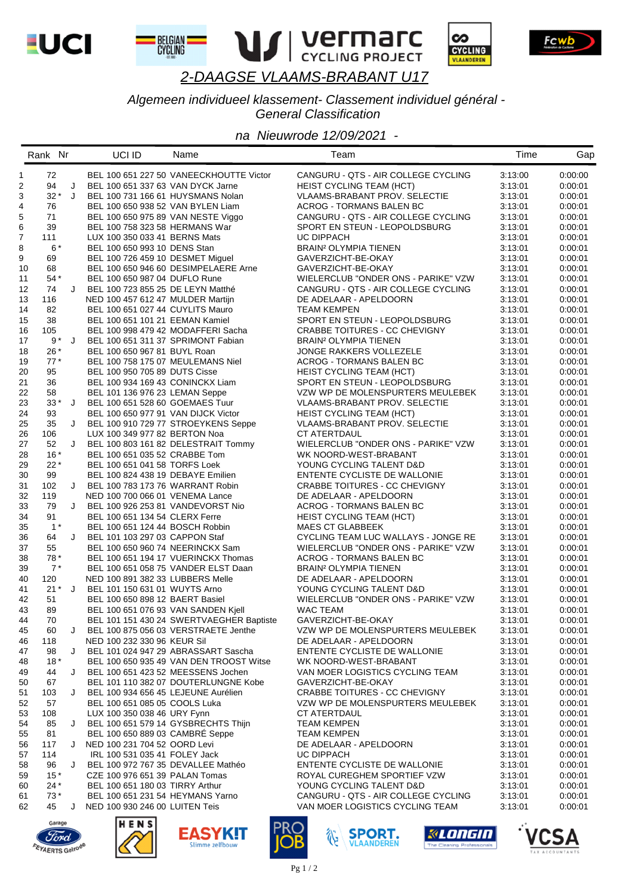# 2-DAAGSE VLAAMS-BRABANT U17

*Algemeen individueel klassement- Classement individuel général - General Classification*

*na Nieuwrode 12/09/2021 -*

| Rank | Nr | | UCI ID | Name | Team | Time | Gap |
|---|---|---|---|---|---|---|---|
| 1 | 72 | | BEL 100 651 227 50 | VANEECKHOUTTE Victor | CANGURU - QTS - AIR COLLEGE CYCLING | 3:13:00 | 0:00:00 |
| 2 | 94 | J | BEL 100 651 337 63 | VAN DYCK Jarne | HEIST CYCLING TEAM (HCT) | 3:13:01 | 0:00:01 |
| 3 | 32 * | J | BEL 100 731 166 61 | HUYSMANS Nolan | VLAAMS-BRABANT PROV. SELECTIE | 3:13:01 | 0:00:01 |
| 4 | 76 | | BEL 100 650 938 52 | VAN BYLEN Liam | ACROG - TORMANS BALEN BC | 3:13:01 | 0:00:01 |
| 5 | 71 | | BEL 100 650 975 89 | VAN NESTE Viggo | CANGURU - QTS - AIR COLLEGE CYCLING | 3:13:01 | 0:00:01 |
| 6 | 39 | | BEL 100 758 323 58 | HERMANS War | SPORT EN STEUN - LEOPOLDSBURG | 3:13:01 | 0:00:01 |
| 7 | 111 | | LUX 100 350 033 41 | BERNS Mats | UC DIPPACH | 3:13:01 | 0:00:01 |
| 8 | 6 * | | BEL 100 650 993 10 | DENS Stan | BRAIN² OLYMPIA TIENEN | 3:13:01 | 0:00:01 |
| 9 | 69 | | BEL 100 726 459 10 | DESMET Miguel | GAVERZICHT-BE-OKAY | 3:13:01 | 0:00:01 |
| 10 | 68 | | BEL 100 650 946 60 | DESIMPELAERE Arne | GAVERZICHT-BE-OKAY | 3:13:01 | 0:00:01 |
| 11 | 54 * | | BEL 100 650 987 04 | DUFLO Rune | WIELERCLUB "ONDER ONS - PARIKE" VZW | 3:13:01 | 0:00:01 |
| 12 | 74 | J | BEL 100 723 855 25 | DE LEYN Matthé | CANGURU - QTS - AIR COLLEGE CYCLING | 3:13:01 | 0:00:01 |
| 13 | 116 | | NED 100 457 612 47 | MULDER Martijn | DE ADELAAR - APELDOORN | 3:13:01 | 0:00:01 |
| 14 | 82 | | BEL 100 651 027 44 | CUYLITS Mauro | TEAM KEMPEN | 3:13:01 | 0:00:01 |
| 15 | 38 | | BEL 100 651 101 21 | EEMAN Kamiel | SPORT EN STEUN - LEOPOLDSBURG | 3:13:01 | 0:00:01 |
| 16 | 105 | | BEL 100 998 479 42 | MODAFFERI Sacha | CRABBE TOITURES - CC CHEVIGNY | 3:13:01 | 0:00:01 |
| 17 | 9 * | J | BEL 100 651 311 37 | SPRIMONT Fabian | BRAIN² OLYMPIA TIENEN | 3:13:01 | 0:00:01 |
| 18 | 26 * | | BEL 100 650 967 81 | BUYL Roan | JONGE RAKKERS VOLLEZELE | 3:13:01 | 0:00:01 |
| 19 | 77 * | | BEL 100 758 175 07 | MEULEMANS Niel | ACROG - TORMANS BALEN BC | 3:13:01 | 0:00:01 |
| 20 | 95 | | BEL 100 950 705 89 | DUTS Cisse | HEIST CYCLING TEAM (HCT) | 3:13:01 | 0:00:01 |
| 21 | 36 | | BEL 100 934 169 43 | CONINCKX Liam | SPORT EN STEUN - LEOPOLDSBURG | 3:13:01 | 0:00:01 |
| 22 | 58 | | BEL 101 136 976 23 | LEMAN Seppe | VZW WP DE MOLENSPURTERS MEULEBEK | 3:13:01 | 0:00:01 |
| 23 | 33 * | J | BEL 100 651 528 60 | GOEMAES Tuur | VLAAMS-BRABANT PROV. SELECTIE | 3:13:01 | 0:00:01 |
| 24 | 93 | | BEL 100 650 977 91 | VAN DIJCK Victor | HEIST CYCLING TEAM (HCT) | 3:13:01 | 0:00:01 |
| 25 | 35 | J | BEL 100 910 729 77 | STROEYKENS Seppe | VLAAMS-BRABANT PROV. SELECTIE | 3:13:01 | 0:00:01 |
| 26 | 106 | | LUX 100 349 977 82 | BERTON Noa | CT ATERTDAUL | 3:13:01 | 0:00:01 |
| 27 | 52 | J | BEL 100 803 161 82 | DELESTRAIT Tommy | WIELERCLUB "ONDER ONS - PARIKE" VZW | 3:13:01 | 0:00:01 |
| 28 | 16 * | | BEL 100 651 035 52 | CRABBE Tom | WK NOORD-WEST-BRABANT | 3:13:01 | 0:00:01 |
| 29 | 22 * | | BEL 100 651 041 58 | TORFS Loek | YOUNG CYCLING TALENT D&D | 3:13:01 | 0:00:01 |
| 30 | 99 | | BEL 100 824 438 19 | DEBAYE Emilien | ENTENTE CYCLISTE DE WALLONIE | 3:13:01 | 0:00:01 |
| 31 | 102 | J | BEL 100 783 173 76 | WARRANT Robin | CRABBE TOITURES - CC CHEVIGNY | 3:13:01 | 0:00:01 |
| 32 | 119 | | NED 100 700 066 01 | VENEMA Lance | DE ADELAAR - APELDOORN | 3:13:01 | 0:00:01 |
| 33 | 79 | J | BEL 100 926 253 81 | VANDEVORST Nio | ACROG - TORMANS BALEN BC | 3:13:01 | 0:00:01 |
| 34 | 91 | | BEL 100 651 134 54 | CLERX Ferre | HEIST CYCLING TEAM (HCT) | 3:13:01 | 0:00:01 |
| 35 | 1 * | | BEL 100 651 124 44 | BOSCH Robbin | MAES CT GLABBEEK | 3:13:01 | 0:00:01 |
| 36 | 64 | J | BEL 101 103 297 03 | CAPPON Staf | CYCLING TEAM LUC WALLAYS - JONGE RE | 3:13:01 | 0:00:01 |
| 37 | 55 | | BEL 100 650 960 74 | NEERINCKX Sam | WIELERCLUB "ONDER ONS - PARIKE" VZW | 3:13:01 | 0:00:01 |
| 38 | 78 * | | BEL 100 651 194 17 | VUERINCKX Thomas | ACROG - TORMANS BALEN BC | 3:13:01 | 0:00:01 |
| 39 | 7 * | | BEL 100 651 058 75 | VANDER ELST Daan | BRAIN² OLYMPIA TIENEN | 3:13:01 | 0:00:01 |
| 40 | 120 | | NED 100 891 382 33 | LUBBERS Melle | DE ADELAAR - APELDOORN | 3:13:01 | 0:00:01 |
| 41 | 21 * | J | BEL 101 150 631 01 | WUYTS Arno | YOUNG CYCLING TALENT D&D | 3:13:01 | 0:00:01 |
| 42 | 51 | | BEL 100 650 898 12 | BAERT Basiel | WIELERCLUB "ONDER ONS - PARIKE" VZW | 3:13:01 | 0:00:01 |
| 43 | 89 | | BEL 100 651 076 93 | VAN SANDEN Kjell | WAC TEAM | 3:13:01 | 0:00:01 |
| 44 | 70 | | BEL 101 151 430 24 | SWERTVAEGHER Baptiste | GAVERZICHT-BE-OKAY | 3:13:01 | 0:00:01 |
| 45 | 60 | J | BEL 100 875 056 03 | VERSTRAETE Jenthe | VZW WP DE MOLENSPURTERS MEULEBEK | 3:13:01 | 0:00:01 |
| 46 | 118 | | NED 100 232 330 96 | KEUR Sil | DE ADELAAR - APELDOORN | 3:13:01 | 0:00:01 |
| 47 | 98 | J | BEL 101 024 947 29 | ABRASSART Sascha | ENTENTE CYCLISTE DE WALLONIE | 3:13:01 | 0:00:01 |
| 48 | 18 * | | BEL 100 650 935 49 | VAN DEN TROOST Witse | WK NOORD-WEST-BRABANT | 3:13:01 | 0:00:01 |
| 49 | 44 | J | BEL 100 651 423 52 | MEESSENS Jochen | VAN MOER LOGISTICS CYCLING TEAM | 3:13:01 | 0:00:01 |
| 50 | 67 | | BEL 101 110 382 07 | DOUTERLUNGNE Kobe | GAVERZICHT-BE-OKAY | 3:13:01 | 0:00:01 |
| 51 | 103 | J | BEL 100 934 656 45 | LEJEUNE Aurélien | CRABBE TOITURES - CC CHEVIGNY | 3:13:01 | 0:00:01 |
| 52 | 57 | | BEL 100 651 085 05 | COOLS Luka | VZW WP DE MOLENSPURTERS MEULEBEK | 3:13:01 | 0:00:01 |
| 53 | 108 | | LUX 100 350 038 46 | URY Fynn | CT ATERTDAUL | 3:13:01 | 0:00:01 |
| 54 | 85 | J | BEL 100 651 579 14 | GYSBRECHTS Thijn | TEAM KEMPEN | 3:13:01 | 0:00:01 |
| 55 | 81 | | BEL 100 650 889 03 | CAMBRÉ Seppe | TEAM KEMPEN | 3:13:01 | 0:00:01 |
| 56 | 117 | J | NED 100 231 704 52 | OORD Levi | DE ADELAAR - APELDOORN | 3:13:01 | 0:00:01 |
| 57 | 114 | | IRL 100 531 035 41 | FOLEY Jack | UC DIPPACH | 3:13:01 | 0:00:01 |
| 58 | 96 | J | BEL 100 972 767 35 | DEVALLEE Mathéo | ENTENTE CYCLISTE DE WALLONIE | 3:13:01 | 0:00:01 |
| 59 | 15 * | | CZE 100 976 651 39 | PALAN Tomas | ROYAL CUREGHEM SPORTIEF VZW | 3:13:01 | 0:00:01 |
| 60 | 24 * | | BEL 100 651 180 03 | TIRRY Arthur | YOUNG CYCLING TALENT D&D | 3:13:01 | 0:00:01 |
| 61 | 73 * | | BEL 100 651 231 54 | HEYMANS Yarno | CANGURU - QTS - AIR COLLEGE CYCLING | 3:13:01 | 0:00:01 |
| 62 | 45 | J | NED 100 930 246 00 | LUITEN Teis | VAN MOER LOGISTICS CYCLING TEAM | 3:13:01 | 0:00:01 |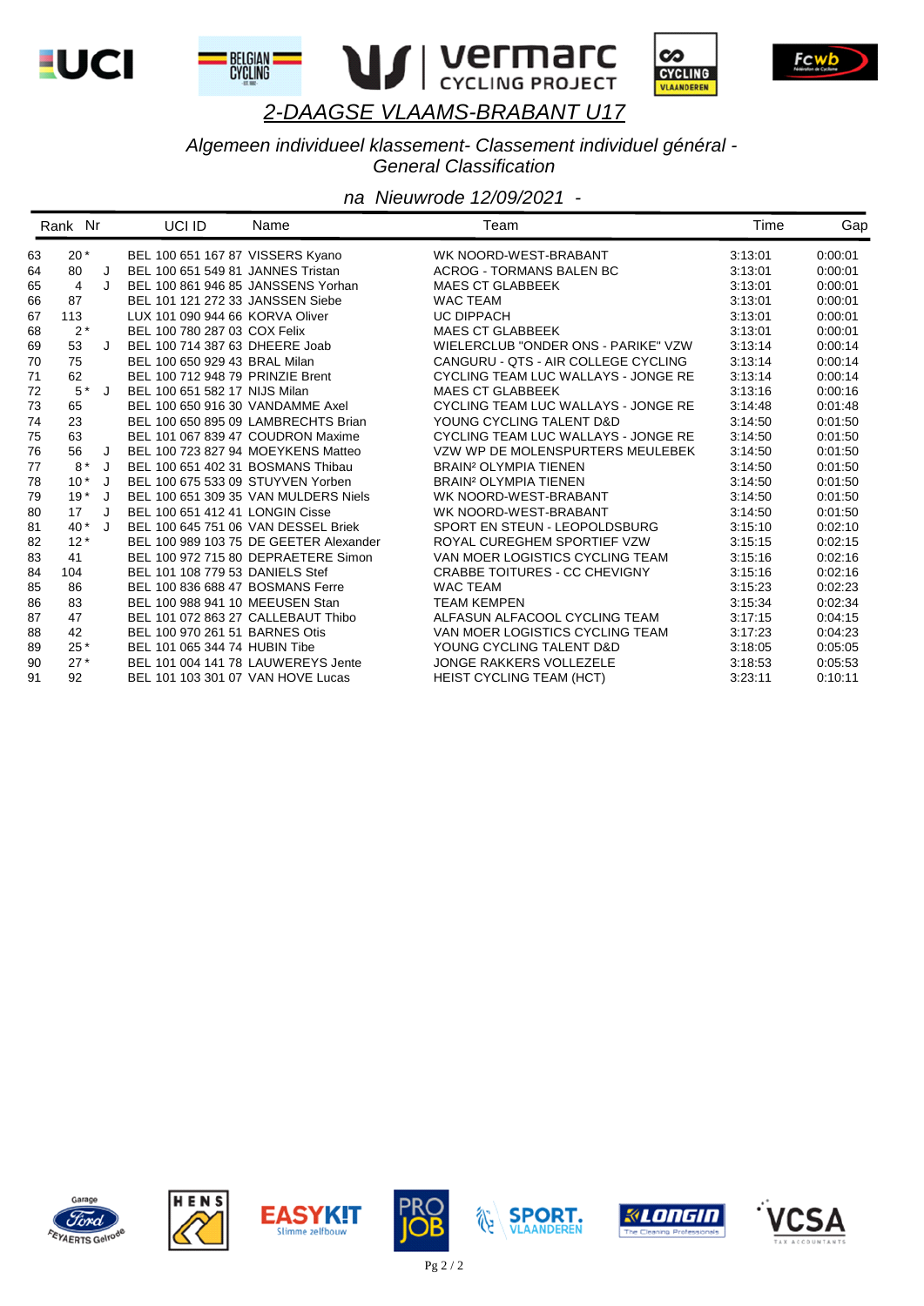# 2-DAAGSE VLAAMS-BRABANT U17

*Algemeen individueel klassement- Classement individuel général - General Classification*

*na Nieuwrode 12/09/2021 -*

| Rank | Nr | | UCI ID | Name | Team | Time | Gap |
|---|---|---|---|---|---|---|---|
| 63 | 20 * | | BEL 100 651 167 87 | VISSERS Kyano | WK NOORD-WEST-BRABANT | 3:13:01 | 0:00:01 |
| 64 | 80 | J | BEL 100 651 549 81 | JANNES Tristan | ACROG - TORMANS BALEN BC | 3:13:01 | 0:00:01 |
| 65 | 4 | J | BEL 100 861 946 85 | JANSSENS Yorhan | MAES CT GLABBEEK | 3:13:01 | 0:00:01 |
| 66 | 87 | | BEL 101 121 272 33 | JANSSEN Siebe | WAC TEAM | 3:13:01 | 0:00:01 |
| 67 | 113 | | LUX 101 090 944 66 | KORVA Oliver | UC DIPPACH | 3:13:01 | 0:00:01 |
| 68 | 2 * | | BEL 100 780 287 03 | COX Felix | MAES CT GLABBEEK | 3:13:01 | 0:00:01 |
| 69 | 53 | J | BEL 100 714 387 63 | DHEERE Joab | WIELERCLUB "ONDER ONS - PARIKE" VZW | 3:13:14 | 0:00:14 |
| 70 | 75 | | BEL 100 650 929 43 | BRAL Milan | CANGURU - QTS - AIR COLLEGE CYCLING | 3:13:14 | 0:00:14 |
| 71 | 62 | | BEL 100 712 948 79 | PRINZIE Brent | CYCLING TEAM LUC WALLAYS - JONGE RE | 3:13:14 | 0:00:14 |
| 72 | 5 * | J | BEL 100 651 582 17 | NIJS Milan | MAES CT GLABBEEK | 3:13:16 | 0:00:16 |
| 73 | 65 | | BEL 100 650 916 30 | VANDAMME Axel | CYCLING TEAM LUC WALLAYS - JONGE RE | 3:14:48 | 0:01:48 |
| 74 | 23 | | BEL 100 650 895 09 | LAMBRECHTS Brian | YOUNG CYCLING TALENT D&D | 3:14:50 | 0:01:50 |
| 75 | 63 | | BEL 101 067 839 47 | COUDRON Maxime | CYCLING TEAM LUC WALLAYS - JONGE RE | 3:14:50 | 0:01:50 |
| 76 | 56 | J | BEL 100 723 827 94 | MOEYKENS Matteo | VZW WP DE MOLENSPURTERS MEULEBEK | 3:14:50 | 0:01:50 |
| 77 | 8 * | J | BEL 100 651 402 31 | BOSMANS Thibau | BRAIN² OLYMPIA TIENEN | 3:14:50 | 0:01:50 |
| 78 | 10 * | J | BEL 100 675 533 09 | STUYVEN Yorben | BRAIN² OLYMPIA TIENEN | 3:14:50 | 0:01:50 |
| 79 | 19 * | J | BEL 100 651 309 35 | VAN MULDERS Niels | WK NOORD-WEST-BRABANT | 3:14:50 | 0:01:50 |
| 80 | 17 | J | BEL 100 651 412 41 | LONGIN Cisse | WK NOORD-WEST-BRABANT | 3:14:50 | 0:01:50 |
| 81 | 40 * | J | BEL 100 645 751 06 | VAN DESSEL Briek | SPORT EN STEUN - LEOPOLDSBURG | 3:15:10 | 0:02:10 |
| 82 | 12 * | | BEL 100 989 103 75 | DE GEETER Alexander | ROYAL CUREGHEM SPORTIEF VZW | 3:15:15 | 0:02:15 |
| 83 | 41 | | BEL 100 972 715 80 | DEPRAETERE Simon | VAN MOER LOGISTICS CYCLING TEAM | 3:15:16 | 0:02:16 |
| 84 | 104 | | BEL 101 108 779 53 | DANIELS Stef | CRABBE TOITURES - CC CHEVIGNY | 3:15:16 | 0:02:16 |
| 85 | 86 | | BEL 100 836 688 47 | BOSMANS Ferre | WAC TEAM | 3:15:23 | 0:02:23 |
| 86 | 83 | | BEL 100 988 941 10 | MEEUSEN Stan | TEAM KEMPEN | 3:15:34 | 0:02:34 |
| 87 | 47 | | BEL 101 072 863 27 | CALLEBAUT Thibo | ALFASUN ALFACOOL CYCLING TEAM | 3:17:15 | 0:04:15 |
| 88 | 42 | | BEL 100 970 261 51 | BARNES Otis | VAN MOER LOGISTICS CYCLING TEAM | 3:17:23 | 0:04:23 |
| 89 | 25 * | | BEL 101 065 344 74 | HUBIN Tibe | YOUNG CYCLING TALENT D&D | 3:18:05 | 0:05:05 |
| 90 | 27 * | | BEL 101 004 141 78 | LAUWEREYS Jente | JONGE RAKKERS VOLLEZELE | 3:18:53 | 0:05:53 |
| 91 | 92 | | BEL 101 103 301 07 | VAN HOVE Lucas | HEIST CYCLING TEAM (HCT) | 3:23:11 | 0:10:11 |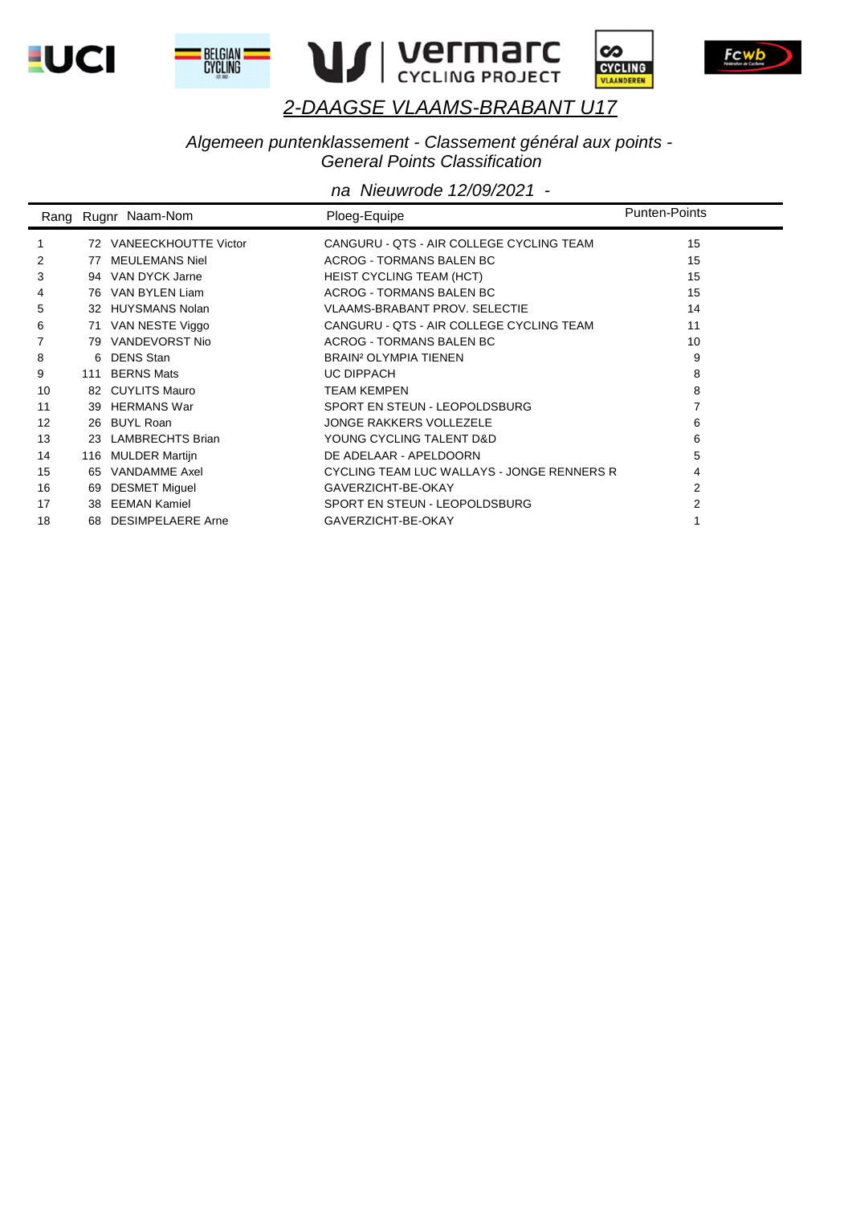# 2-DAAGSE VLAAMS-BRABANT U17

*Algemeen puntenklassement - Classement général aux points - General Points Classification*

*na Nieuwrode 12/09/2021 -*

| Rang | Rugnr | Naam-Nom | Ploeg-Equipe | Punten-Points |
|---|---|---|---|---|
| 1 | 72 | VANEECKHOUTTE Victor | CANGURU - QTS - AIR COLLEGE CYCLING TEAM | 15 |
| 2 | 77 | MEULEMANS Niel | ACROG - TORMANS BALEN BC | 15 |
| 3 | 94 | VAN DYCK Jarne | HEIST CYCLING TEAM (HCT) | 15 |
| 4 | 76 | VAN BYLEN Liam | ACROG - TORMANS BALEN BC | 15 |
| 5 | 32 | HUYSMANS Nolan | VLAAMS-BRABANT PROV. SELECTIE | 14 |
| 6 | 71 | VAN NESTE Viggo | CANGURU - QTS - AIR COLLEGE CYCLING TEAM | 11 |
| 7 | 79 | VANDEVORST Nio | ACROG - TORMANS BALEN BC | 10 |
| 8 | 6 | DENS Stan | BRAIN² OLYMPIA TIENEN | 9 |
| 9 | 111 | BERNS Mats | UC DIPPACH | 8 |
| 10 | 82 | CUYLITS Mauro | TEAM KEMPEN | 8 |
| 11 | 39 | HERMANS War | SPORT EN STEUN - LEOPOLDSBURG | 7 |
| 12 | 26 | BUYL Roan | JONGE RAKKERS VOLLEZELE | 6 |
| 13 | 23 | LAMBRECHTS Brian | YOUNG CYCLING TALENT D&D | 6 |
| 14 | 116 | MULDER Martijn | DE ADELAAR - APELDOORN | 5 |
| 15 | 65 | VANDAMME Axel | CYCLING TEAM LUC WALLAYS - JONGE RENNERS R | 4 |
| 16 | 69 | DESMET Miguel | GAVERZICHT-BE-OKAY | 2 |
| 17 | 38 | EEMAN Kamiel | SPORT EN STEUN - LEOPOLDSBURG | 2 |
| 18 | 68 | DESIMPELAERE Arne | GAVERZICHT-BE-OKAY | 1 |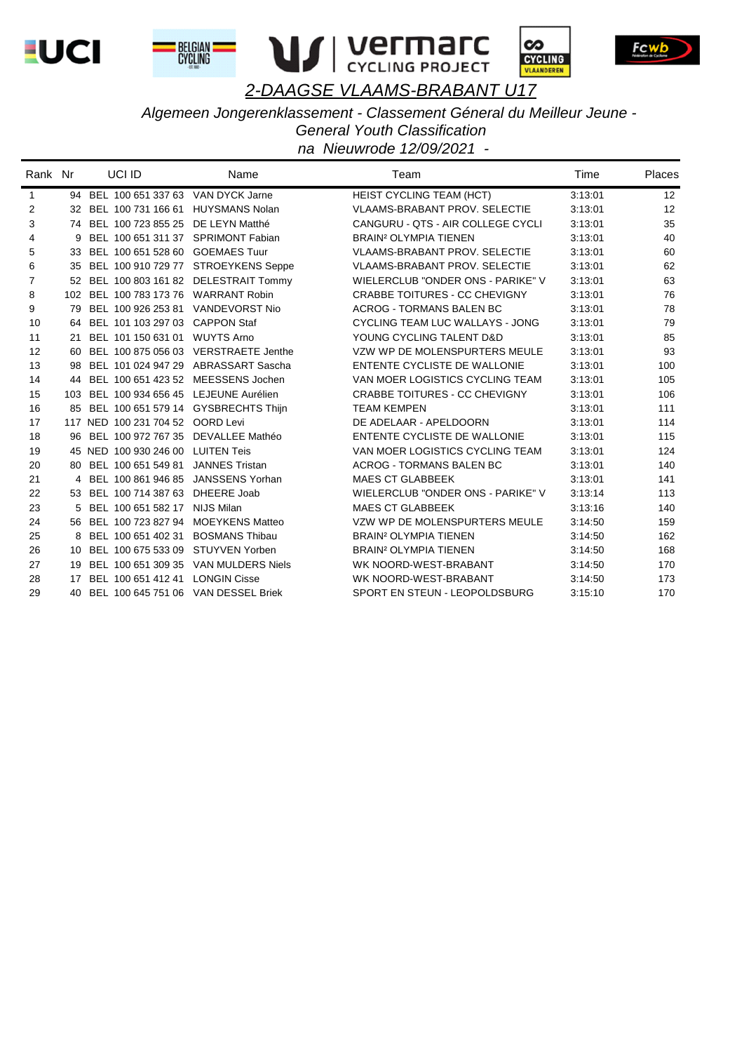## 2-DAAGSE VLAAMS-BRABANT U17

*Algemeen Jongerenklassement - Classement Géneral du Meilleur Jeune - General Youth Classification*

*na Nieuwrode 12/09/2021 -*

| Rank | Nr | UCI ID | Name | Team | Time | Places |
|---|---|---|---|---|---|---|
| 1 | 94 | BEL 100 651 337 63 | VAN DYCK Jarne | HEIST CYCLING TEAM (HCT) | 3:13:01 | 12 |
| 2 | 32 | BEL 100 731 166 61 | HUYSMANS Nolan | VLAAMS-BRABANT PROV. SELECTIE | 3:13:01 | 12 |
| 3 | 74 | BEL 100 723 855 25 | DE LEYN Matthé | CANGURU - QTS - AIR COLLEGE CYCLI | 3:13:01 | 35 |
| 4 | 9 | BEL 100 651 311 37 | SPRIMONT Fabian | BRAIN² OLYMPIA TIENEN | 3:13:01 | 40 |
| 5 | 33 | BEL 100 651 528 60 | GOEMAES Tuur | VLAAMS-BRABANT PROV. SELECTIE | 3:13:01 | 60 |
| 6 | 35 | BEL 100 910 729 77 | STROEYKENS Seppe | VLAAMS-BRABANT PROV. SELECTIE | 3:13:01 | 62 |
| 7 | 52 | BEL 100 803 161 82 | DELESTRAIT Tommy | WIELERCLUB "ONDER ONS - PARIKE" V | 3:13:01 | 63 |
| 8 | 102 | BEL 100 783 173 76 | WARRANT Robin | CRABBE TOITURES - CC CHEVIGNY | 3:13:01 | 76 |
| 9 | 79 | BEL 100 926 253 81 | VANDEVORST Nio | ACROG - TORMANS BALEN BC | 3:13:01 | 78 |
| 10 | 64 | BEL 101 103 297 03 | CAPPON Staf | CYCLING TEAM LUC WALLAYS - JONG | 3:13:01 | 79 |
| 11 | 21 | BEL 101 150 631 01 | WUYTS Arno | YOUNG CYCLING TALENT D&D | 3:13:01 | 85 |
| 12 | 60 | BEL 100 875 056 03 | VERSTRAETE Jenthe | VZW WP DE MOLENSPURTERS MEULE | 3:13:01 | 93 |
| 13 | 98 | BEL 101 024 947 29 | ABRASSART Sascha | ENTENTE CYCLISTE DE WALLONIE | 3:13:01 | 100 |
| 14 | 44 | BEL 100 651 423 52 | MEESSENS Jochen | VAN MOER LOGISTICS CYCLING TEAM | 3:13:01 | 105 |
| 15 | 103 | BEL 100 934 656 45 | LEJEUNE Aurélien | CRABBE TOITURES - CC CHEVIGNY | 3:13:01 | 106 |
| 16 | 85 | BEL 100 651 579 14 | GYSBRECHTS Thijn | TEAM KEMPEN | 3:13:01 | 111 |
| 17 | 117 | NED 100 231 704 52 | OORD Levi | DE ADELAAR - APELDOORN | 3:13:01 | 114 |
| 18 | 96 | BEL 100 972 767 35 | DEVALLEE Mathéo | ENTENTE CYCLISTE DE WALLONIE | 3:13:01 | 115 |
| 19 | 45 | NED 100 930 246 00 | LUITEN Teis | VAN MOER LOGISTICS CYCLING TEAM | 3:13:01 | 124 |
| 20 | 80 | BEL 100 651 549 81 | JANNES Tristan | ACROG - TORMANS BALEN BC | 3:13:01 | 140 |
| 21 | 4 | BEL 100 861 946 85 | JANSSENS Yorhan | MAES CT GLABBEEK | 3:13:01 | 141 |
| 22 | 53 | BEL 100 714 387 63 | DHEERE Joab | WIELERCLUB "ONDER ONS - PARIKE" V | 3:13:14 | 113 |
| 23 | 5 | BEL 100 651 582 17 | NIJS Milan | MAES CT GLABBEEK | 3:13:16 | 140 |
| 24 | 56 | BEL 100 723 827 94 | MOEYKENS Matteo | VZW WP DE MOLENSPURTERS MEULE | 3:14:50 | 159 |
| 25 | 8 | BEL 100 651 402 31 | BOSMANS Thibau | BRAIN² OLYMPIA TIENEN | 3:14:50 | 162 |
| 26 | 10 | BEL 100 675 533 09 | STUYVEN Yorben | BRAIN² OLYMPIA TIENEN | 3:14:50 | 168 |
| 27 | 19 | BEL 100 651 309 35 | VAN MULDERS Niels | WK NOORD-WEST-BRABANT | 3:14:50 | 170 |
| 28 | 17 | BEL 100 651 412 41 | LONGIN Cisse | WK NOORD-WEST-BRABANT | 3:14:50 | 173 |
| 29 | 40 | BEL 100 645 751 06 | VAN DESSEL Briek | SPORT EN STEUN - LEOPOLDSBURG | 3:15:10 | 170 |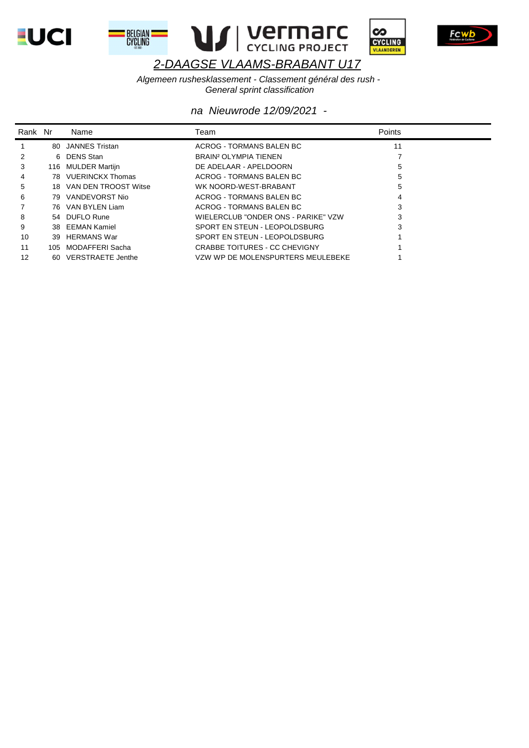# 2-DAAGSE VLAAMS-BRABANT U17

*Algemeen rushesklassement - Classement général des rush - General sprint classification*

*na Nieuwrode 12/09/2021 -*

| Rank | Nr | Name | Team | Points |
|---|---|---|---|---|
| 1 | 80 | JANNES Tristan | ACROG - TORMANS BALEN BC | 11 |
| 2 | 6 | DENS Stan | BRAIN² OLYMPIA TIENEN | 7 |
| 3 | 116 | MULDER Martijn | DE ADELAAR - APELDOORN | 5 |
| 4 | 78 | VUERINCKX Thomas | ACROG - TORMANS BALEN BC | 5 |
| 5 | 18 | VAN DEN TROOST Witse | WK NOORD-WEST-BRABANT | 5 |
| 6 | 79 | VANDEVORST Nio | ACROG - TORMANS BALEN BC | 4 |
| 7 | 76 | VAN BYLEN Liam | ACROG - TORMANS BALEN BC | 3 |
| 8 | 54 | DUFLO Rune | WIELERCLUB "ONDER ONS - PARIKE" VZW | 3 |
| 9 | 38 | EEMAN Kamiel | SPORT EN STEUN - LEOPOLDSBURG | 3 |
| 10 | 39 | HERMANS War | SPORT EN STEUN - LEOPOLDSBURG | 1 |
| 11 | 105 | MODAFFERI Sacha | CRABBE TOITURES - CC CHEVIGNY | 1 |
| 12 | 60 | VERSTRAETE Jenthe | VZW WP DE MOLENSPURTERS MEULEBEKE | 1 |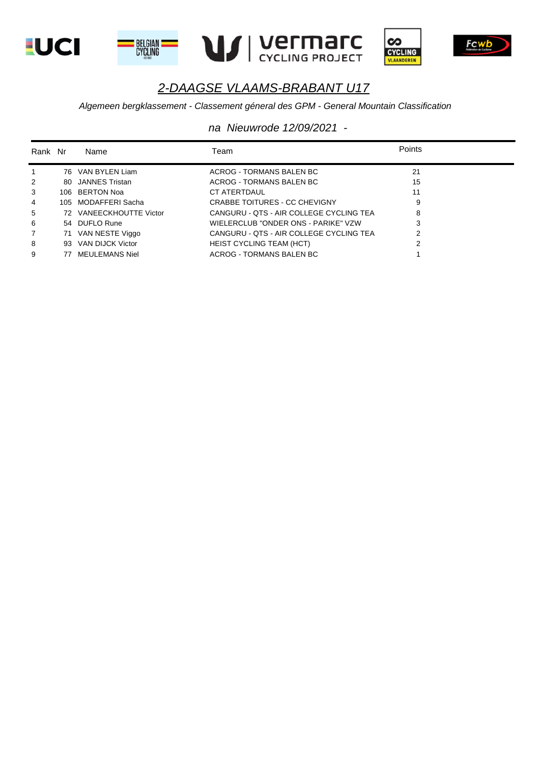# *2-DAAGSE VLAAMS-BRABANT U17*

*Algemeen bergklassement - Classement géneral des GPM - General Mountain Classification*

*na Nieuwrode 12/09/2021 -*

| Rank | Nr | Name | Team | Points |
|---|---|---|---|---|
| 1 | 76 | VAN BYLEN Liam | ACROG - TORMANS BALEN BC | 21 |
| 2 | 80 | JANNES Tristan | ACROG - TORMANS BALEN BC | 15 |
| 3 | 106 | BERTON Noa | CT ATERTDAUL | 11 |
| 4 | 105 | MODAFFERI Sacha | CRABBE TOITURES - CC CHEVIGNY | 9 |
| 5 | 72 | VANEECKHOUTTE Victor | CANGURU - QTS - AIR COLLEGE CYCLING TEA | 8 |
| 6 | 54 | DUFLO Rune | WIELERCLUB "ONDER ONS - PARIKE" VZW | 3 |
| 7 | 71 | VAN NESTE Viggo | CANGURU - QTS - AIR COLLEGE CYCLING TEA | 2 |
| 8 | 93 | VAN DIJCK Victor | HEIST CYCLING TEAM (HCT) | 2 |
| 9 | 77 | MEULEMANS Niel | ACROG - TORMANS BALEN BC | 1 |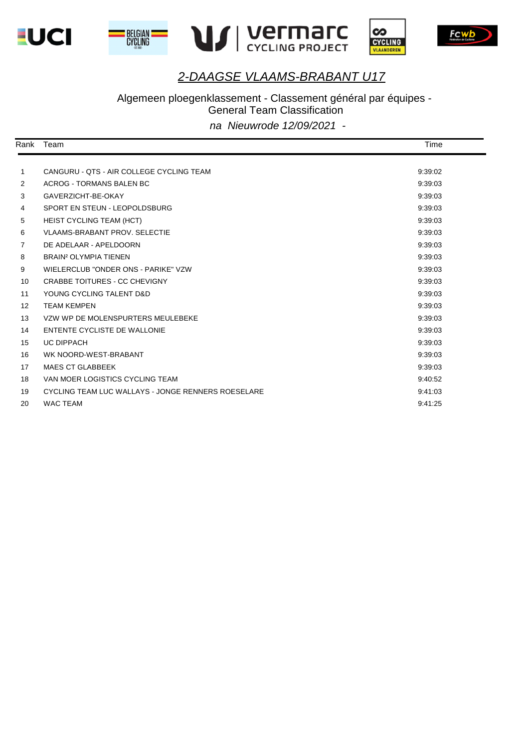# *2-DAAGSE VLAAMS-BRABANT U17*

Algemeen ploegenklassement - Classement général par équipes - General Team Classification

*na Nieuwrode 12/09/2021 -*

| Rank | Team | Time |
|---|---|---|
| 1 | CANGURU - QTS - AIR COLLEGE CYCLING TEAM | 9:39:02 |
| 2 | ACROG - TORMANS BALEN BC | 9:39:03 |
| 3 | GAVERZICHT-BE-OKAY | 9:39:03 |
| 4 | SPORT EN STEUN - LEOPOLDSBURG | 9:39:03 |
| 5 | HEIST CYCLING TEAM (HCT) | 9:39:03 |
| 6 | VLAAMS-BRABANT PROV. SELECTIE | 9:39:03 |
| 7 | DE ADELAAR - APELDOORN | 9:39:03 |
| 8 | BRAIN² OLYMPIA TIENEN | 9:39:03 |
| 9 | WIELERCLUB "ONDER ONS - PARIKE" VZW | 9:39:03 |
| 10 | CRABBE TOITURES - CC CHEVIGNY | 9:39:03 |
| 11 | YOUNG CYCLING TALENT D&D | 9:39:03 |
| 12 | TEAM KEMPEN | 9:39:03 |
| 13 | VZW WP DE MOLENSPURTERS MEULEBEKE | 9:39:03 |
| 14 | ENTENTE CYCLISTE DE WALLONIE | 9:39:03 |
| 15 | UC DIPPACH | 9:39:03 |
| 16 | WK NOORD-WEST-BRABANT | 9:39:03 |
| 17 | MAES CT GLABBEEK | 9:39:03 |
| 18 | VAN MOER LOGISTICS CYCLING TEAM | 9:40:52 |
| 19 | CYCLING TEAM LUC WALLAYS - JONGE RENNERS ROESELARE | 9:41:03 |
| 20 | WAC TEAM | 9:41:25 |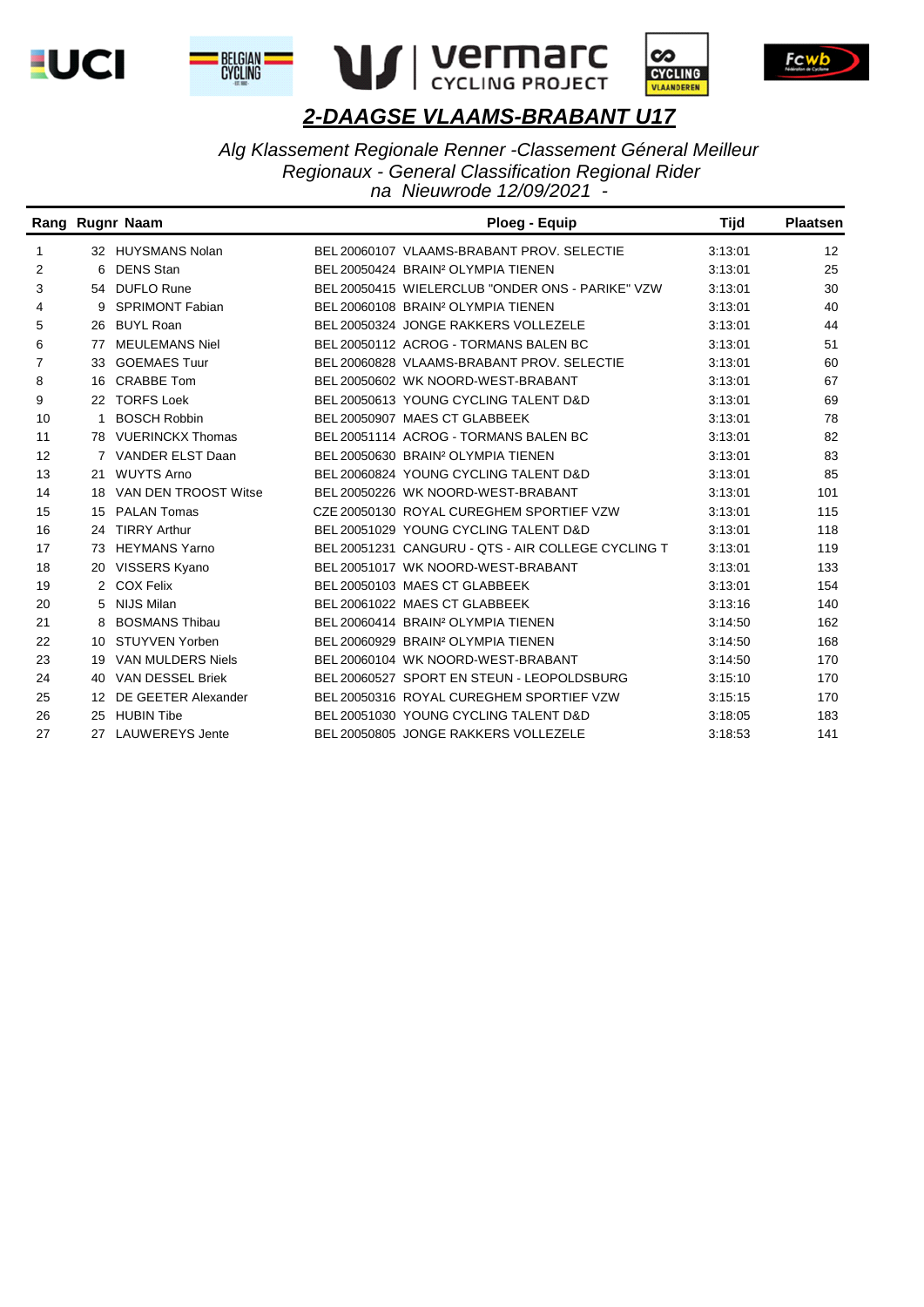# 2-DAAGSE VLAAMS-BRABANT U17

*Alg Klassement Regionale Renner -Classement Géneral Meilleur Regionaux - General Classification Regional Rider na Nieuwrode 12/09/2021 -*

| Rang | Rugnr | Naam | Ploeg - Equip | Tijd | Plaatsen |
|---|---|---|---|---|---|
| 1 | 32 | HUYSMANS Nolan | BEL 20060107 VLAAMS-BRABANT PROV. SELECTIE | 3:13:01 | 12 |
| 2 | 6 | DENS Stan | BEL 20050424 BRAIN² OLYMPIA TIENEN | 3:13:01 | 25 |
| 3 | 54 | DUFLO Rune | BEL 20050415 WIELERCLUB "ONDER ONS - PARIKE" VZW | 3:13:01 | 30 |
| 4 | 9 | SPRIMONT Fabian | BEL 20060108 BRAIN² OLYMPIA TIENEN | 3:13:01 | 40 |
| 5 | 26 | BUYL Roan | BEL 20050324 JONGE RAKKERS VOLLEZELE | 3:13:01 | 44 |
| 6 | 77 | MEULEMANS Niel | BEL 20050112 ACROG - TORMANS BALEN BC | 3:13:01 | 51 |
| 7 | 33 | GOEMAES Tuur | BEL 20060828 VLAAMS-BRABANT PROV. SELECTIE | 3:13:01 | 60 |
| 8 | 16 | CRABBE Tom | BEL 20050602 WK NOORD-WEST-BRABANT | 3:13:01 | 67 |
| 9 | 22 | TORFS Loek | BEL 20050613 YOUNG CYCLING TALENT D&D | 3:13:01 | 69 |
| 10 | 1 | BOSCH Robbin | BEL 20050907 MAES CT GLABBEEK | 3:13:01 | 78 |
| 11 | 78 | VUERINCKX Thomas | BEL 20051114 ACROG - TORMANS BALEN BC | 3:13:01 | 82 |
| 12 | 7 | VANDER ELST Daan | BEL 20050630 BRAIN² OLYMPIA TIENEN | 3:13:01 | 83 |
| 13 | 21 | WUYTS Arno | BEL 20060824 YOUNG CYCLING TALENT D&D | 3:13:01 | 85 |
| 14 | 18 | VAN DEN TROOST Witse | BEL 20050226 WK NOORD-WEST-BRABANT | 3:13:01 | 101 |
| 15 | 15 | PALAN Tomas | CZE 20050130 ROYAL CUREGHEM SPORTIEF VZW | 3:13:01 | 115 |
| 16 | 24 | TIRRY Arthur | BEL 20051029 YOUNG CYCLING TALENT D&D | 3:13:01 | 118 |
| 17 | 73 | HEYMANS Yarno | BEL 20051231 CANGURU - QTS - AIR COLLEGE CYCLING T | 3:13:01 | 119 |
| 18 | 20 | VISSERS Kyano | BEL 20051017 WK NOORD-WEST-BRABANT | 3:13:01 | 133 |
| 19 | 2 | COX Felix | BEL 20050103 MAES CT GLABBEEK | 3:13:01 | 154 |
| 20 | 5 | NIJS Milan | BEL 20061022 MAES CT GLABBEEK | 3:13:16 | 140 |
| 21 | 8 | BOSMANS Thibau | BEL 20060414 BRAIN² OLYMPIA TIENEN | 3:14:50 | 162 |
| 22 | 10 | STUYVEN Yorben | BEL 20060929 BRAIN² OLYMPIA TIENEN | 3:14:50 | 168 |
| 23 | 19 | VAN MULDERS Niels | BEL 20060104 WK NOORD-WEST-BRABANT | 3:14:50 | 170 |
| 24 | 40 | VAN DESSEL Briek | BEL 20060527 SPORT EN STEUN - LEOPOLDSBURG | 3:15:10 | 170 |
| 25 | 12 | DE GEETER Alexander | BEL 20050316 ROYAL CUREGHEM SPORTIEF VZW | 3:15:15 | 170 |
| 26 | 25 | HUBIN Tibe | BEL 20051030 YOUNG CYCLING TALENT D&D | 3:18:05 | 183 |
| 27 | 27 | LAUWEREYS Jente | BEL 20050805 JONGE RAKKERS VOLLEZELE | 3:18:53 | 141 |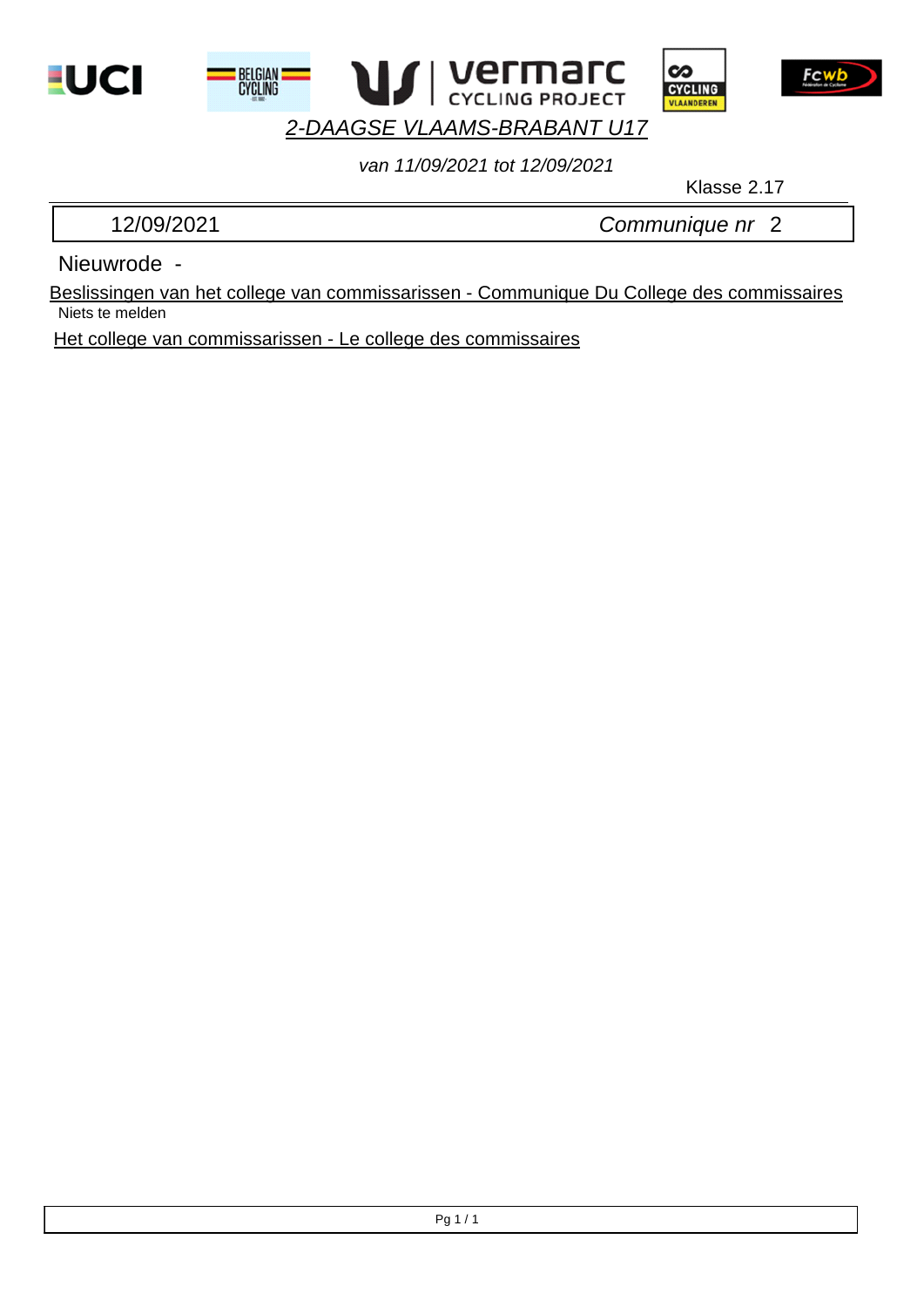# *2-DAAGSE VLAAMS-BRABANT U17*

*van 11/09/2021 tot 12/09/2021*

Klasse 2.17

| 12/09/2021 | *Communique nr* 2 |
|---|---|

Nieuwrode -

Beslissingen van het college van commissarissen - Communique Du College des commissaires

Niets te melden

Het college van commissarissen - Le college des commissaires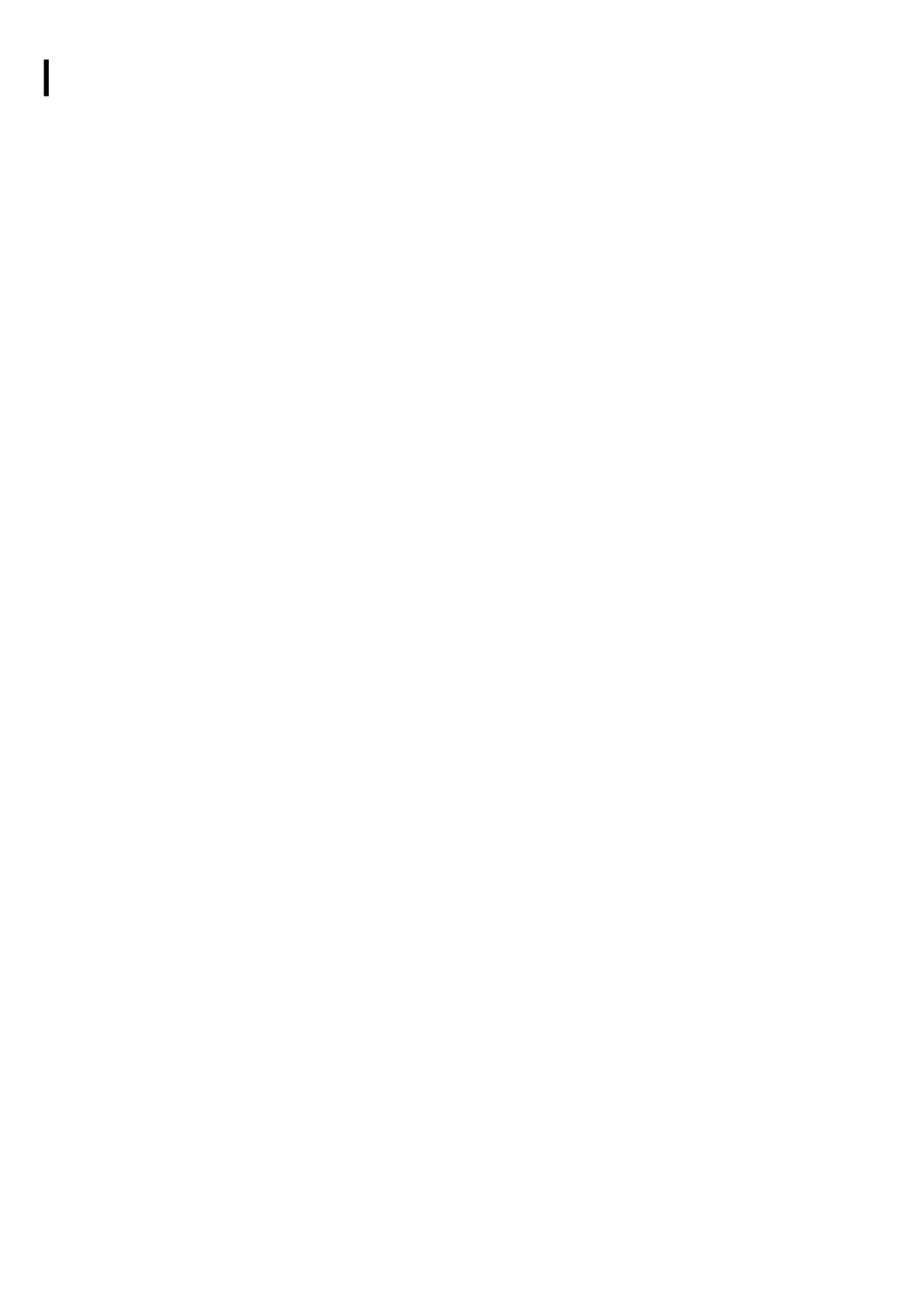I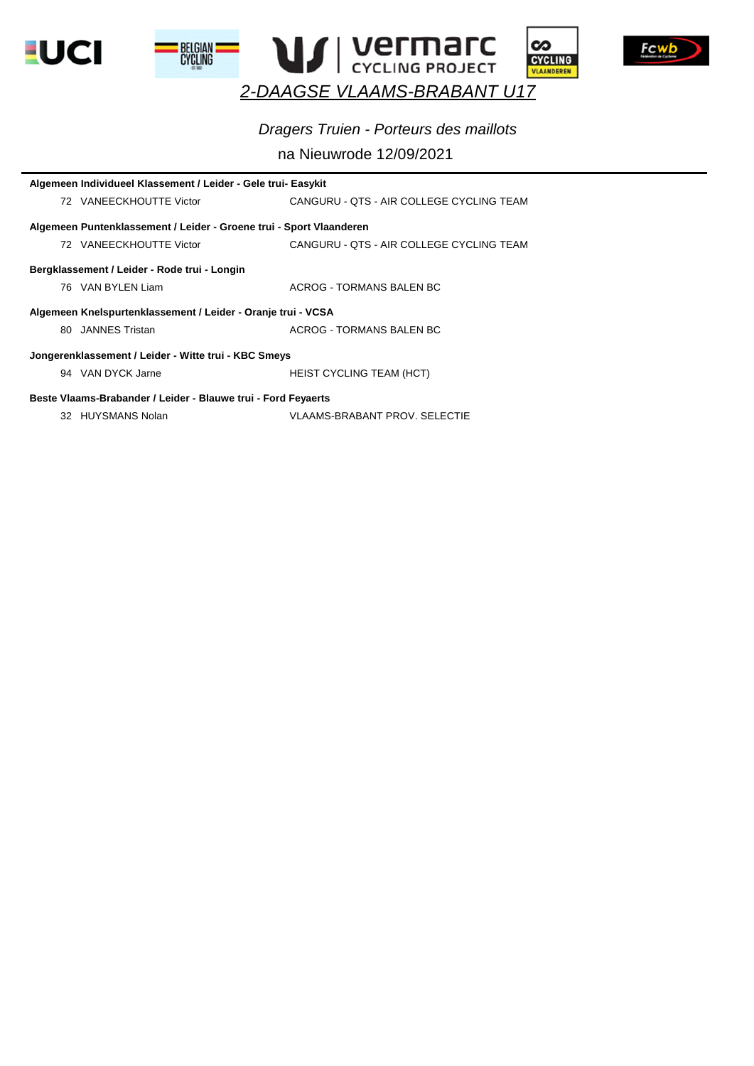# *2-DAAGSE VLAAMS-BRABANT U17*

*Dragers Truien - Porteurs des maillots*

na Nieuwrode 12/09/2021

**Algemeen Individueel Klassement / Leider - Gele trui- Easykit**

| | | |
|---|---|---|
| 72 | VANEECKHOUTTE Victor | CANGURU - QTS - AIR COLLEGE CYCLING TEAM |

**Algemeen Puntenklassement / Leider - Groene trui - Sport Vlaanderen**

| | | |
|---|---|---|
| 72 | VANEECKHOUTTE Victor | CANGURU - QTS - AIR COLLEGE CYCLING TEAM |

**Bergklassement / Leider - Rode trui - Longin**

| | | |
|---|---|---|
| 76 | VAN BYLEN Liam | ACROG - TORMANS BALEN BC |

**Algemeen Knelspurtenklassement / Leider - Oranje trui - VCSA**

| | | |
|---|---|---|
| 80 | JANNES Tristan | ACROG - TORMANS BALEN BC |

**Jongerenklassement / Leider - Witte trui - KBC Smeys**

| | | |
|---|---|---|
| 94 | VAN DYCK Jarne | HEIST CYCLING TEAM (HCT) |

**Beste Vlaams-Brabander / Leider - Blauwe trui - Ford Feyaerts**

| | | |
|---|---|---|
| 32 | HUYSMANS Nolan | VLAAMS-BRABANT PROV. SELECTIE |